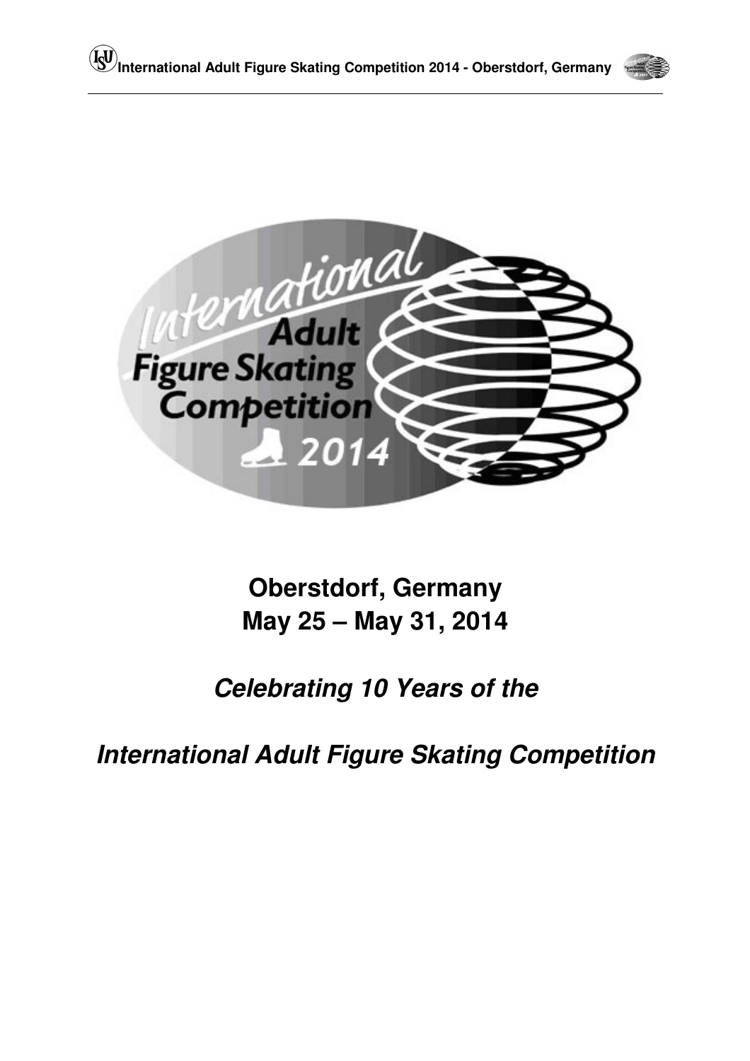**Oberstdorf, Germany**
**May 25 – May 31, 2014**

***Celebrating 10 Years of the***

***International Adult Figure Skating Competition***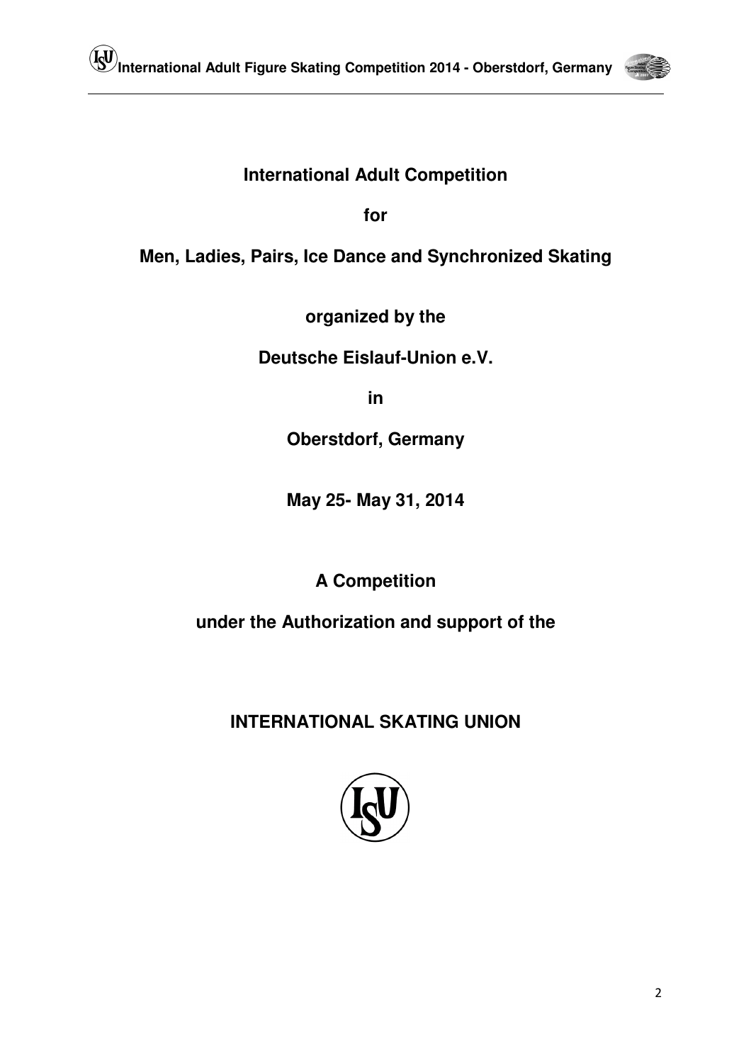**International Adult Competition**

**for**

**Men, Ladies, Pairs, Ice Dance and Synchronized Skating**

**organized by the**

**Deutsche Eislauf-Union e.V.**

**in**

**Oberstdorf, Germany**

**May 25- May 31, 2014**

**A Competition**

**under the Authorization and support of the**

**INTERNATIONAL SKATING UNION**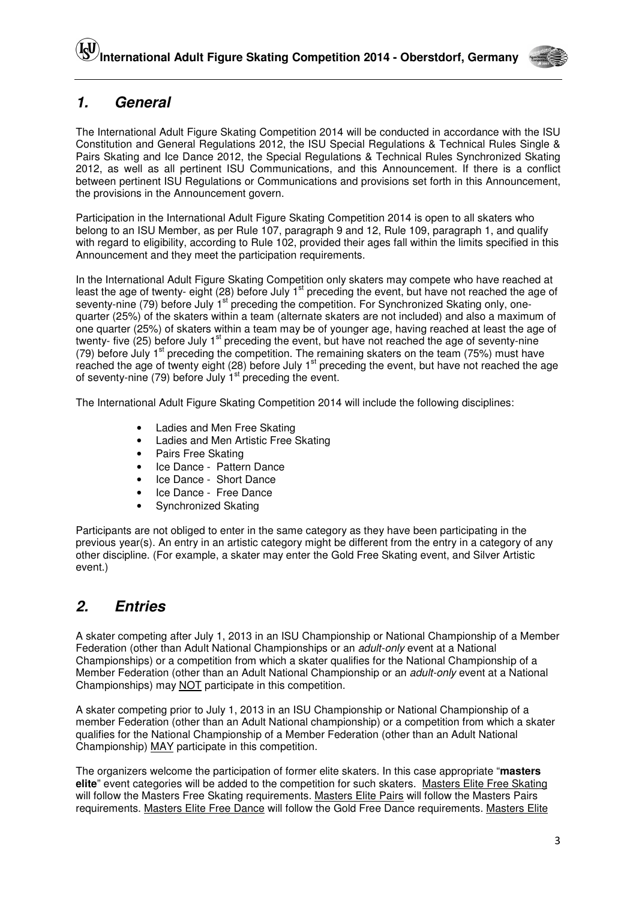## 1. General

The International Adult Figure Skating Competition 2014 will be conducted in accordance with the ISU Constitution and General Regulations 2012, the ISU Special Regulations & Technical Rules Single & Pairs Skating and Ice Dance 2012, the Special Regulations & Technical Rules Synchronized Skating 2012, as well as all pertinent ISU Communications, and this Announcement. If there is a conflict between pertinent ISU Regulations or Communications and provisions set forth in this Announcement, the provisions in the Announcement govern.

Participation in the International Adult Figure Skating Competition 2014 is open to all skaters who belong to an ISU Member, as per Rule 107, paragraph 9 and 12, Rule 109, paragraph 1, and qualify with regard to eligibility, according to Rule 102, provided their ages fall within the limits specified in this Announcement and they meet the participation requirements.

In the International Adult Figure Skating Competition only skaters may compete who have reached at least the age of twenty- eight (28) before July 1st preceding the event, but have not reached the age of seventy-nine (79) before July 1st preceding the competition. For Synchronized Skating only, one-quarter (25%) of the skaters within a team (alternate skaters are not included) and also a maximum of one quarter (25%) of skaters within a team may be of younger age, having reached at least the age of twenty- five (25) before July 1st preceding the event, but have not reached the age of seventy-nine (79) before July 1st preceding the competition. The remaining skaters on the team (75%) must have reached the age of twenty eight (28) before July 1st preceding the event, but have not reached the age of seventy-nine (79) before July 1st preceding the event.

The International Adult Figure Skating Competition 2014 will include the following disciplines:

- Ladies and Men Free Skating
- Ladies and Men Artistic Free Skating
- Pairs Free Skating
- Ice Dance - Pattern Dance
- Ice Dance - Short Dance
- Ice Dance - Free Dance
- Synchronized Skating

Participants are not obliged to enter in the same category as they have been participating in the previous year(s). An entry in an artistic category might be different from the entry in a category of any other discipline. (For example, a skater may enter the Gold Free Skating event, and Silver Artistic event.)

## 2. Entries

A skater competing after July 1, 2013 in an ISU Championship or National Championship of a Member Federation (other than Adult National Championships or an *adult-only* event at a National Championships) or a competition from which a skater qualifies for the National Championship of a Member Federation (other than an Adult National Championship or an *adult-only* event at a National Championships) may NOT participate in this competition.

A skater competing prior to July 1, 2013 in an ISU Championship or National Championship of a member Federation (other than an Adult National championship) or a competition from which a skater qualifies for the National Championship of a Member Federation (other than an Adult National Championship) MAY participate in this competition.

The organizers welcome the participation of former elite skaters. In this case appropriate "**masters elite**" event categories will be added to the competition for such skaters. Masters Elite Free Skating will follow the Masters Free Skating requirements. Masters Elite Pairs will follow the Masters Pairs requirements. Masters Elite Free Dance will follow the Gold Free Dance requirements. Masters Elite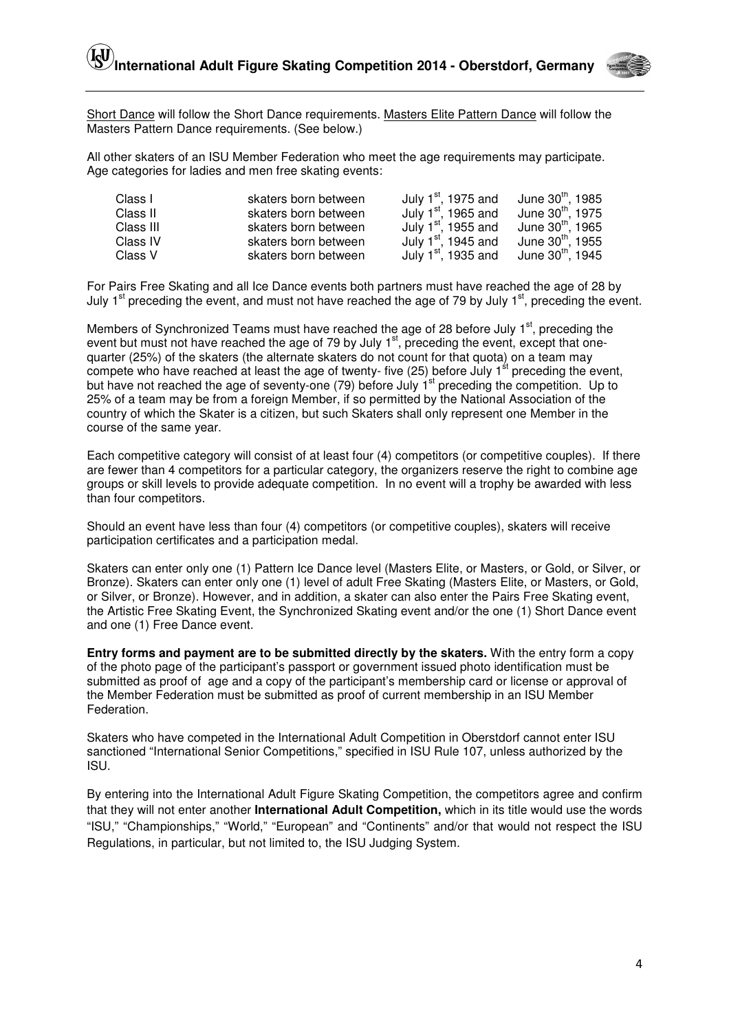Short Dance will follow the Short Dance requirements. Masters Elite Pattern Dance will follow the Masters Pattern Dance requirements. (See below.)

All other skaters of an ISU Member Federation who meet the age requirements may participate. Age categories for ladies and men free skating events:

| | | | |
|---|---|---|---|
| Class I | skaters born between | July 1st, 1975 and | June 30th, 1985 |
| Class II | skaters born between | July 1st, 1965 and | June 30th, 1975 |
| Class III | skaters born between | July 1st, 1955 and | June 30th, 1965 |
| Class IV | skaters born between | July 1st, 1945 and | June 30th, 1955 |
| Class V | skaters born between | July 1st, 1935 and | June 30th, 1945 |

For Pairs Free Skating and all Ice Dance events both partners must have reached the age of 28 by July 1st preceding the event, and must not have reached the age of 79 by July 1st, preceding the event.

Members of Synchronized Teams must have reached the age of 28 before July 1st, preceding the event but must not have reached the age of 79 by July 1st, preceding the event, except that one-quarter (25%) of the skaters (the alternate skaters do not count for that quota) on a team may compete who have reached at least the age of twenty- five (25) before July 1st preceding the event, but have not reached the age of seventy-one (79) before July 1st preceding the competition. Up to 25% of a team may be from a foreign Member, if so permitted by the National Association of the country of which the Skater is a citizen, but such Skaters shall only represent one Member in the course of the same year.

Each competitive category will consist of at least four (4) competitors (or competitive couples). If there are fewer than 4 competitors for a particular category, the organizers reserve the right to combine age groups or skill levels to provide adequate competition. In no event will a trophy be awarded with less than four competitors.

Should an event have less than four (4) competitors (or competitive couples), skaters will receive participation certificates and a participation medal.

Skaters can enter only one (1) Pattern Ice Dance level (Masters Elite, or Masters, or Gold, or Silver, or Bronze). Skaters can enter only one (1) level of adult Free Skating (Masters Elite, or Masters, or Gold, or Silver, or Bronze). However, and in addition, a skater can also enter the Pairs Free Skating event, the Artistic Free Skating Event, the Synchronized Skating event and/or the one (1) Short Dance event and one (1) Free Dance event.

**Entry forms and payment are to be submitted directly by the skaters.** With the entry form a copy of the photo page of the participant's passport or government issued photo identification must be submitted as proof of age and a copy of the participant's membership card or license or approval of the Member Federation must be submitted as proof of current membership in an ISU Member Federation.

Skaters who have competed in the International Adult Competition in Oberstdorf cannot enter ISU sanctioned "International Senior Competitions," specified in ISU Rule 107, unless authorized by the ISU.

By entering into the International Adult Figure Skating Competition, the competitors agree and confirm that they will not enter another **International Adult Competition,** which in its title would use the words "ISU," "Championships," "World," "European" and "Continents" and/or that would not respect the ISU Regulations, in particular, but not limited to, the ISU Judging System.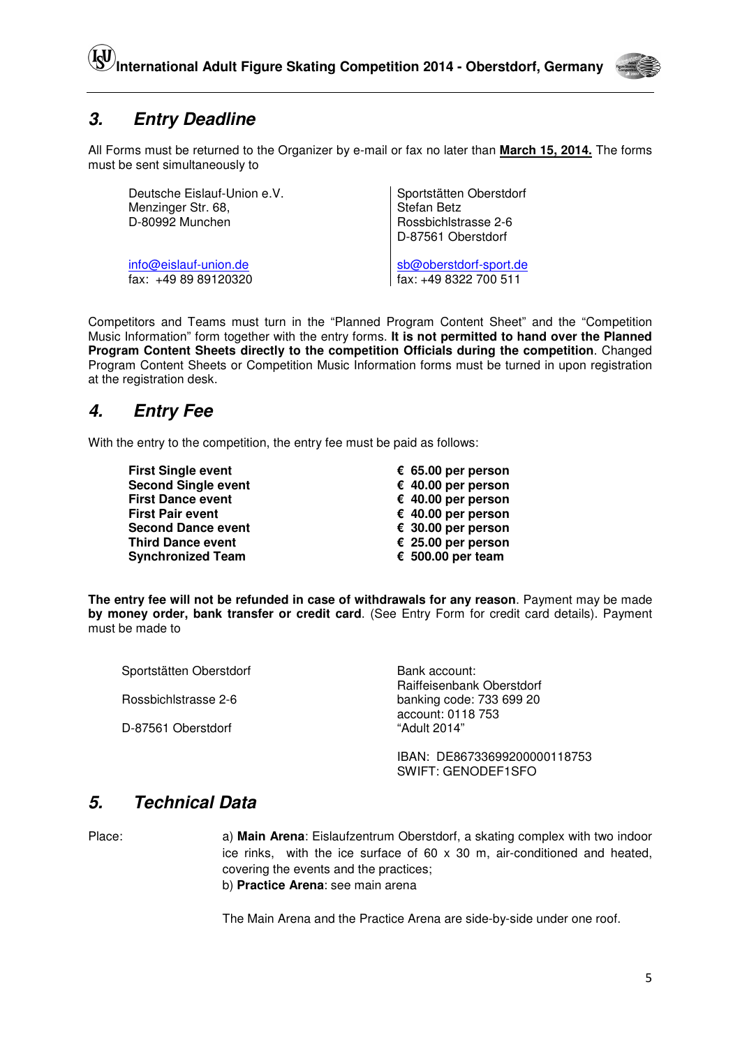## 3. Entry Deadline

All Forms must be returned to the Organizer by e-mail or fax no later than **March 15, 2014.** The forms must be sent simultaneously to

| Deutsche Eislauf-Union e.V.<br>Menzinger Str. 68,<br>D-80992 Munchen | Sportstätten Oberstdorf<br>Stefan Betz<br>Rossbichlstrasse 2-6<br>D-87561 Oberstdorf |
|---|---|
| info@eislauf-union.de<br>fax: +49 89 89120320 | sb@oberstdorf-sport.de<br>fax: +49 8322 700 511 |

Competitors and Teams must turn in the "Planned Program Content Sheet" and the "Competition Music Information" form together with the entry forms. **It is not permitted to hand over the Planned Program Content Sheets directly to the competition Officials during the competition**. Changed Program Content Sheets or Competition Music Information forms must be turned in upon registration at the registration desk.

## 4. Entry Fee

With the entry to the competition, the entry fee must be paid as follows:

| | |
|---|---|
| **First Single event** | **€ 65.00 per person** |
| **Second Single event** | **€ 40.00 per person** |
| **First Dance event** | **€ 40.00 per person** |
| **First Pair event** | **€ 40.00 per person** |
| **Second Dance event** | **€ 30.00 per person** |
| **Third Dance event** | **€ 25.00 per person** |
| **Synchronized Team** | **€ 500.00 per team** |

**The entry fee will not be refunded in case of withdrawals for any reason**. Payment may be made **by money order, bank transfer or credit card**. (See Entry Form for credit card details). Payment must be made to

| | |
|---|---|
| Sportstätten Oberstdorf<br>Rossbichlstrasse 2-6<br>D-87561 Oberstdorf | Bank account:<br>Raiffeisenbank Oberstdorf<br>banking code: 733 699 20<br>account: 0118 753<br>"Adult 2014" |
| | IBAN: DE86733699200000118753<br>SWIFT: GENODEF1SFO |

## 5. Technical Data

Place: a) **Main Arena**: Eislaufzentrum Oberstdorf, a skating complex with two indoor ice rinks, with the ice surface of 60 x 30 m, air-conditioned and heated, covering the events and the practices;
b) **Practice Arena**: see main arena

The Main Arena and the Practice Arena are side-by-side under one roof.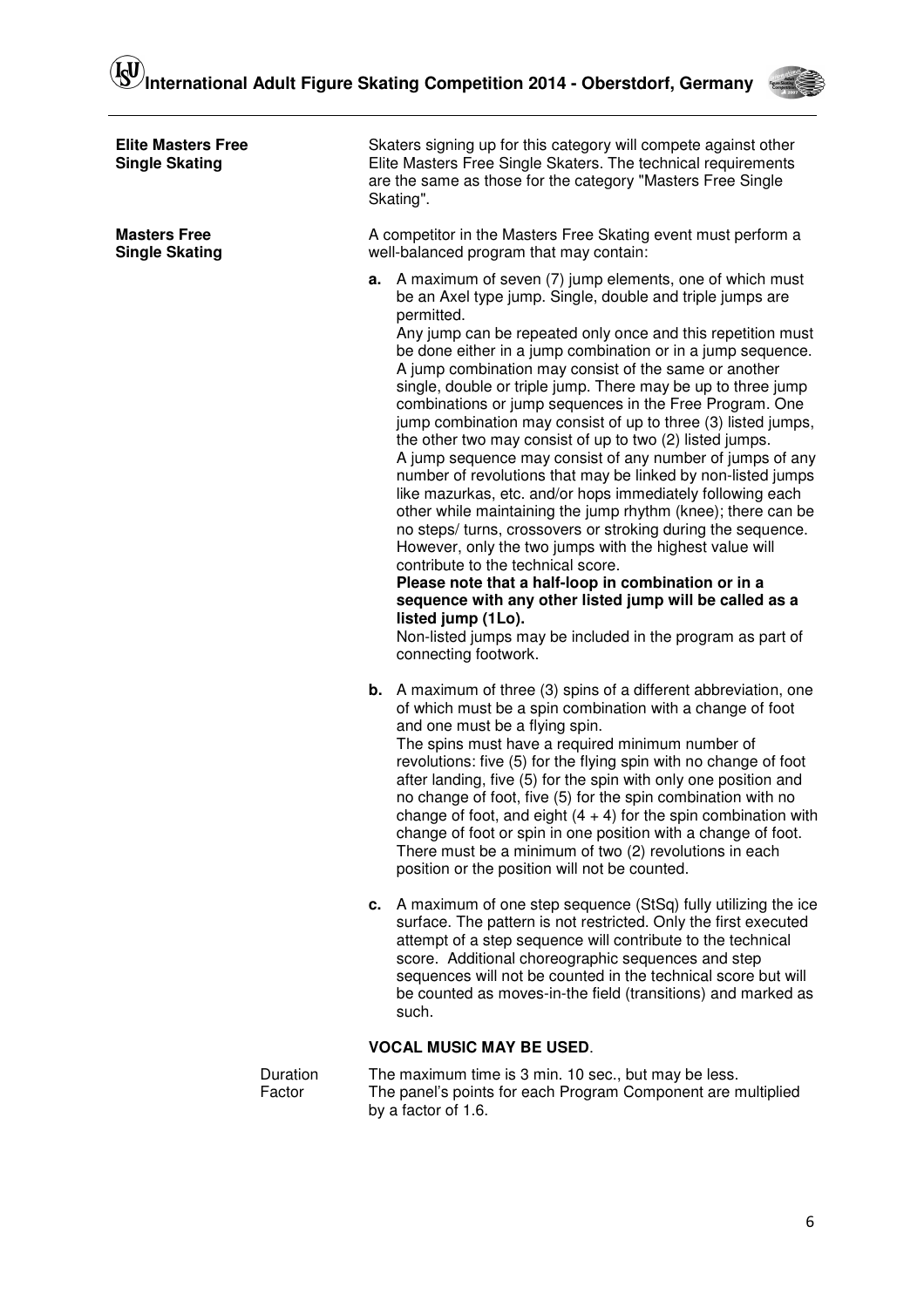**Elite Masters Free Single Skating**

Skaters signing up for this category will compete against other Elite Masters Free Single Skaters. The technical requirements are the same as those for the category "Masters Free Single Skating".

**Masters Free Single Skating**

A competitor in the Masters Free Skating event must perform a well-balanced program that may contain:

**a.** A maximum of seven (7) jump elements, one of which must be an Axel type jump. Single, double and triple jumps are permitted.
Any jump can be repeated only once and this repetition must be done either in a jump combination or in a jump sequence. A jump combination may consist of the same or another single, double or triple jump. There may be up to three jump combinations or jump sequences in the Free Program. One jump combination may consist of up to three (3) listed jumps, the other two may consist of up to two (2) listed jumps.
A jump sequence may consist of any number of jumps of any number of revolutions that may be linked by non-listed jumps like mazurkas, etc. and/or hops immediately following each other while maintaining the jump rhythm (knee); there can be no steps/ turns, crossovers or stroking during the sequence. However, only the two jumps with the highest value will contribute to the technical score.
**Please note that a half-loop in combination or in a sequence with any other listed jump will be called as a listed jump (1Lo).**
Non-listed jumps may be included in the program as part of connecting footwork.

**b.** A maximum of three (3) spins of a different abbreviation, one of which must be a spin combination with a change of foot and one must be a flying spin.
The spins must have a required minimum number of revolutions: five (5) for the flying spin with no change of foot after landing, five (5) for the spin with only one position and no change of foot, five (5) for the spin combination with no change of foot, and eight (4 + 4) for the spin combination with change of foot or spin in one position with a change of foot. There must be a minimum of two (2) revolutions in each position or the position will not be counted.

**c.** A maximum of one step sequence (StSq) fully utilizing the ice surface. The pattern is not restricted. Only the first executed attempt of a step sequence will contribute to the technical score. Additional choreographic sequences and step sequences will not be counted in the technical score but will be counted as moves-in-the field (transitions) and marked as such.

**VOCAL MUSIC MAY BE USED**.

Duration: The maximum time is 3 min. 10 sec., but may be less.

Factor: The panel's points for each Program Component are multiplied by a factor of 1.6.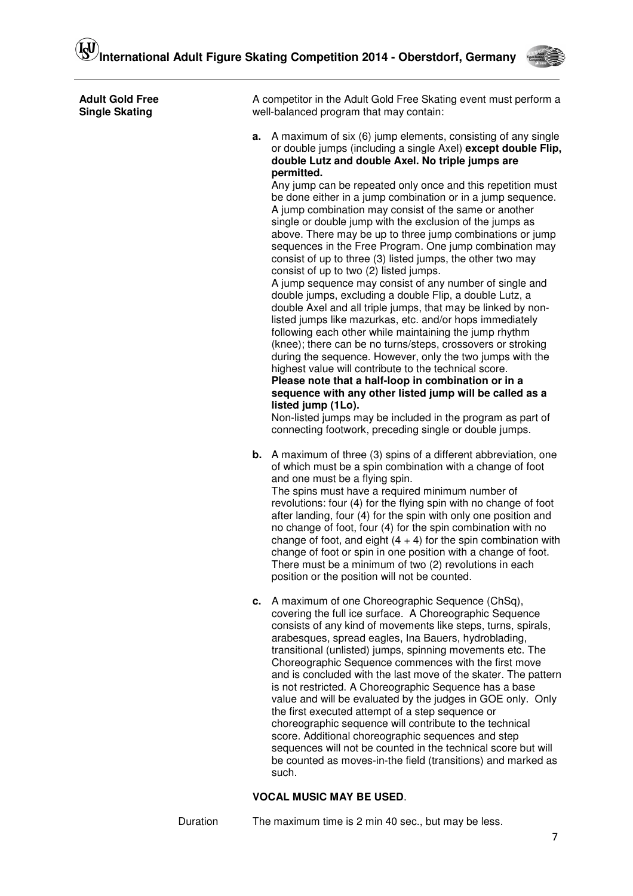**Adult Gold Free Single Skating**

A competitor in the Adult Gold Free Skating event must perform a well-balanced program that may contain:

**a.** A maximum of six (6) jump elements, consisting of any single or double jumps (including a single Axel) **except double Flip, double Lutz and double Axel. No triple jumps are permitted.**
Any jump can be repeated only once and this repetition must be done either in a jump combination or in a jump sequence. A jump combination may consist of the same or another single or double jump with the exclusion of the jumps as above. There may be up to three jump combinations or jump sequences in the Free Program. One jump combination may consist of up to three (3) listed jumps, the other two may consist of up to two (2) listed jumps.
A jump sequence may consist of any number of single and double jumps, excluding a double Flip, a double Lutz, a double Axel and all triple jumps, that may be linked by non-listed jumps like mazurkas, etc. and/or hops immediately following each other while maintaining the jump rhythm (knee); there can be no turns/steps, crossovers or stroking during the sequence. However, only the two jumps with the highest value will contribute to the technical score.
**Please note that a half-loop in combination or in a sequence with any other listed jump will be called as a listed jump (1Lo).**
Non-listed jumps may be included in the program as part of connecting footwork, preceding single or double jumps.

**b.** A maximum of three (3) spins of a different abbreviation, one of which must be a spin combination with a change of foot and one must be a flying spin.
The spins must have a required minimum number of revolutions: four (4) for the flying spin with no change of foot after landing, four (4) for the spin with only one position and no change of foot, four (4) for the spin combination with no change of foot, and eight (4 + 4) for the spin combination with change of foot or spin in one position with a change of foot. There must be a minimum of two (2) revolutions in each position or the position will not be counted.

**c.** A maximum of one Choreographic Sequence (ChSq), covering the full ice surface. A Choreographic Sequence consists of any kind of movements like steps, turns, spirals, arabesques, spread eagles, Ina Bauers, hydroblading, transitional (unlisted) jumps, spinning movements etc. The Choreographic Sequence commences with the first move and is concluded with the last move of the skater. The pattern is not restricted. A Choreographic Sequence has a base value and will be evaluated by the judges in GOE only. Only the first executed attempt of a step sequence or choreographic sequence will contribute to the technical score. Additional choreographic sequences and step sequences will not be counted in the technical score but will be counted as moves-in-the field (transitions) and marked as such.

**VOCAL MUSIC MAY BE USED**.

Duration — The maximum time is 2 min 40 sec., but may be less.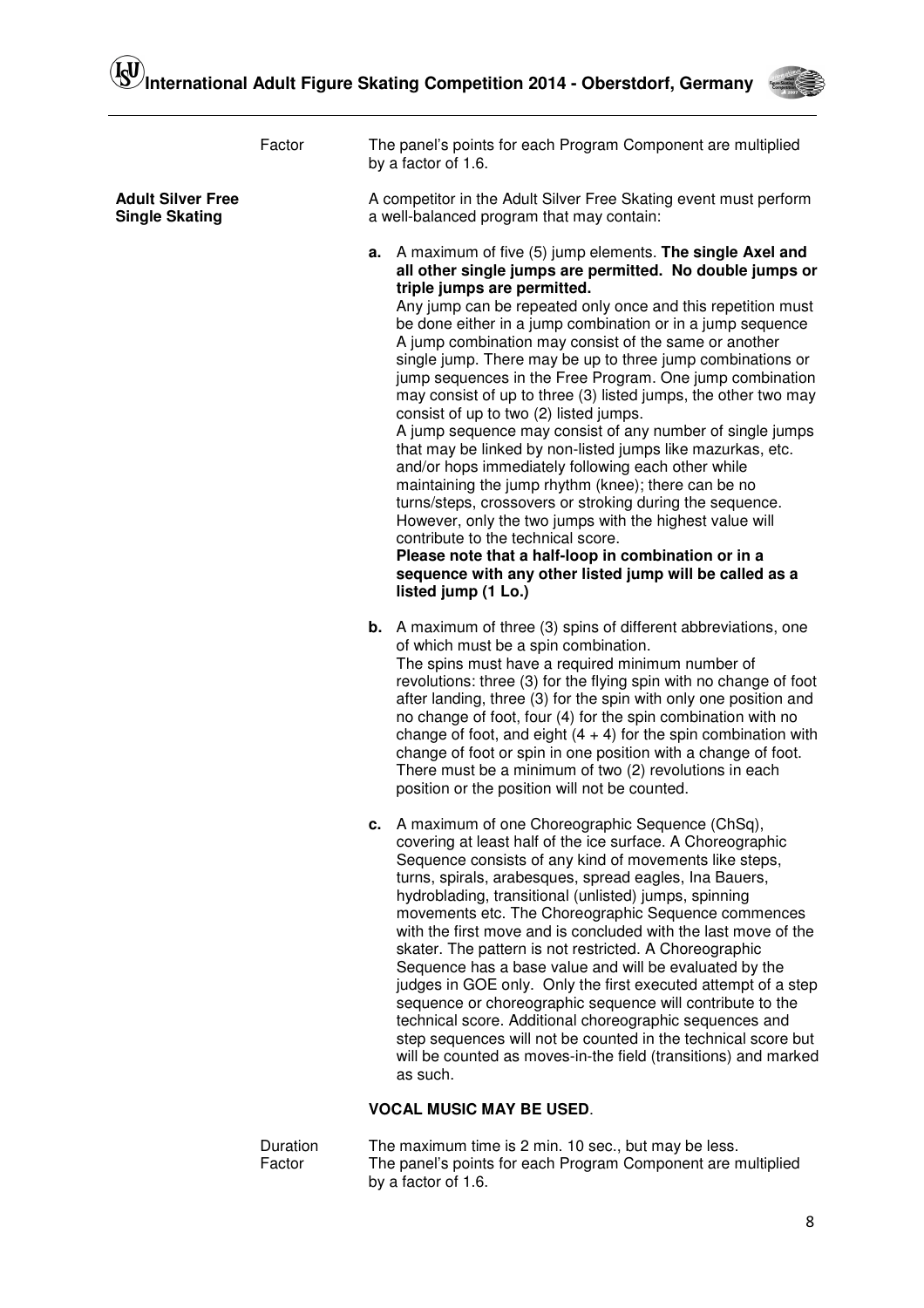Factor: The panel's points for each Program Component are multiplied by a factor of 1.6.

**Adult Silver Free Single Skating**

A competitor in the Adult Silver Free Skating event must perform a well-balanced program that may contain:

**a.** A maximum of five (5) jump elements. **The single Axel and all other single jumps are permitted. No double jumps or triple jumps are permitted.**
Any jump can be repeated only once and this repetition must be done either in a jump combination or in a jump sequence A jump combination may consist of the same or another single jump. There may be up to three jump combinations or jump sequences in the Free Program. One jump combination may consist of up to three (3) listed jumps, the other two may consist of up to two (2) listed jumps.
A jump sequence may consist of any number of single jumps that may be linked by non-listed jumps like mazurkas, etc. and/or hops immediately following each other while maintaining the jump rhythm (knee); there can be no turns/steps, crossovers or stroking during the sequence. However, only the two jumps with the highest value will contribute to the technical score.
**Please note that a half-loop in combination or in a sequence with any other listed jump will be called as a listed jump (1 Lo.)**

**b.** A maximum of three (3) spins of different abbreviations, one of which must be a spin combination.
The spins must have a required minimum number of revolutions: three (3) for the flying spin with no change of foot after landing, three (3) for the spin with only one position and no change of foot, four (4) for the spin combination with no change of foot, and eight (4 + 4) for the spin combination with change of foot or spin in one position with a change of foot. There must be a minimum of two (2) revolutions in each position or the position will not be counted.

**c.** A maximum of one Choreographic Sequence (ChSq), covering at least half of the ice surface. A Choreographic Sequence consists of any kind of movements like steps, turns, spirals, arabesques, spread eagles, Ina Bauers, hydroblading, transitional (unlisted) jumps, spinning movements etc. The Choreographic Sequence commences with the first move and is concluded with the last move of the skater. The pattern is not restricted. A Choreographic Sequence has a base value and will be evaluated by the judges in GOE only. Only the first executed attempt of a step sequence or choreographic sequence will contribute to the technical score. Additional choreographic sequences and step sequences will not be counted in the technical score but will be counted as moves-in-the field (transitions) and marked as such.

**VOCAL MUSIC MAY BE USED**.

Duration: The maximum time is 2 min. 10 sec., but may be less.

Factor: The panel's points for each Program Component are multiplied by a factor of 1.6.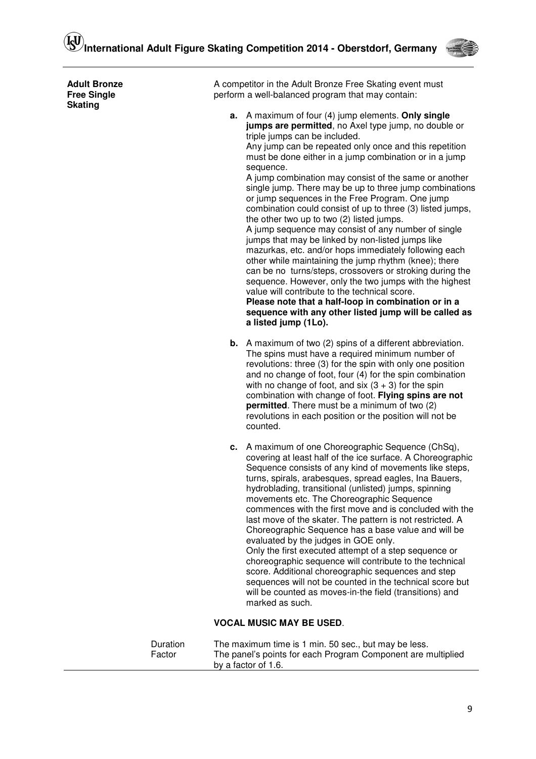**Adult Bronze Free Single Skating**

A competitor in the Adult Bronze Free Skating event must perform a well-balanced program that may contain:

**a.** A maximum of four (4) jump elements. **Only single jumps are permitted**, no Axel type jump, no double or triple jumps can be included.
Any jump can be repeated only once and this repetition must be done either in a jump combination or in a jump sequence.
A jump combination may consist of the same or another single jump. There may be up to three jump combinations or jump sequences in the Free Program. One jump combination could consist of up to three (3) listed jumps, the other two up to two (2) listed jumps.
A jump sequence may consist of any number of single jumps that may be linked by non-listed jumps like mazurkas, etc. and/or hops immediately following each other while maintaining the jump rhythm (knee); there can be no turns/steps, crossovers or stroking during the sequence. However, only the two jumps with the highest value will contribute to the technical score.
**Please note that a half-loop in combination or in a sequence with any other listed jump will be called as a listed jump (1Lo).**

**b.** A maximum of two (2) spins of a different abbreviation. The spins must have a required minimum number of revolutions: three (3) for the spin with only one position and no change of foot, four (4) for the spin combination with no change of foot, and six (3 + 3) for the spin combination with change of foot. **Flying spins are not permitted**. There must be a minimum of two (2) revolutions in each position or the position will not be counted.

**c.** A maximum of one Choreographic Sequence (ChSq), covering at least half of the ice surface. A Choreographic Sequence consists of any kind of movements like steps, turns, spirals, arabesques, spread eagles, Ina Bauers, hydroblading, transitional (unlisted) jumps, spinning movements etc. The Choreographic Sequence commences with the first move and is concluded with the last move of the skater. The pattern is not restricted. A Choreographic Sequence has a base value and will be evaluated by the judges in GOE only.
Only the first executed attempt of a step sequence or choreographic sequence will contribute to the technical score. Additional choreographic sequences and step sequences will not be counted in the technical score but will be counted as moves-in-the field (transitions) and marked as such.

**VOCAL MUSIC MAY BE USED**.

Duration: The maximum time is 1 min. 50 sec., but may be less.

Factor: The panel's points for each Program Component are multiplied by a factor of 1.6.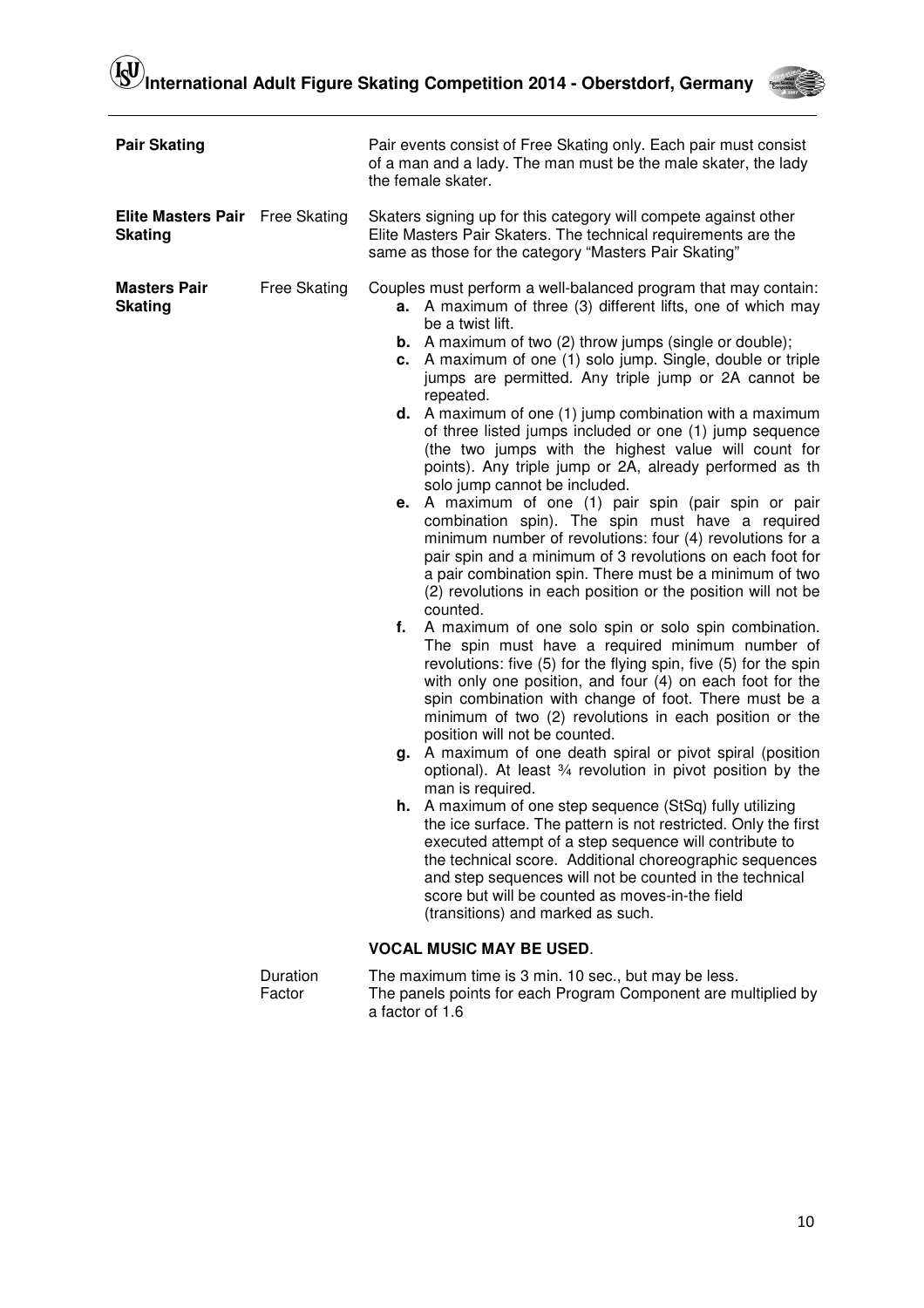**Pair Skating**

Pair events consist of Free Skating only. Each pair must consist of a man and a lady. The man must be the male skater, the lady the female skater.

**Elite Masters Pair Skating** — Free Skating

Skaters signing up for this category will compete against other Elite Masters Pair Skaters. The technical requirements are the same as those for the category "Masters Pair Skating"

**Masters Pair Skating** — Free Skating

Couples must perform a well-balanced program that may contain:

- **a.** A maximum of three (3) different lifts, one of which may be a twist lift.
- **b.** A maximum of two (2) throw jumps (single or double);
- **c.** A maximum of one (1) solo jump. Single, double or triple jumps are permitted. Any triple jump or 2A cannot be repeated.
- **d.** A maximum of one (1) jump combination with a maximum of three listed jumps included or one (1) jump sequence (the two jumps with the highest value will count for points). Any triple jump or 2A, already performed as th solo jump cannot be included.
- **e.** A maximum of one (1) pair spin (pair spin or pair combination spin). The spin must have a required minimum number of revolutions: four (4) revolutions for a pair spin and a minimum of 3 revolutions on each foot for a pair combination spin. There must be a minimum of two (2) revolutions in each position or the position will not be counted.
- **f.** A maximum of one solo spin or solo spin combination. The spin must have a required minimum number of revolutions: five (5) for the flying spin, five (5) for the spin with only one position, and four (4) on each foot for the spin combination with change of foot. There must be a minimum of two (2) revolutions in each position or the position will not be counted.
- **g.** A maximum of one death spiral or pivot spiral (position optional). At least ¾ revolution in pivot position by the man is required.
- **h.** A maximum of one step sequence (StSq) fully utilizing the ice surface. The pattern is not restricted. Only the first executed attempt of a step sequence will contribute to the technical score. Additional choreographic sequences and step sequences will not be counted in the technical score but will be counted as moves-in-the field (transitions) and marked as such.

**VOCAL MUSIC MAY BE USED**.

Duration — The maximum time is 3 min. 10 sec., but may be less.

Factor — The panels points for each Program Component are multiplied by a factor of 1.6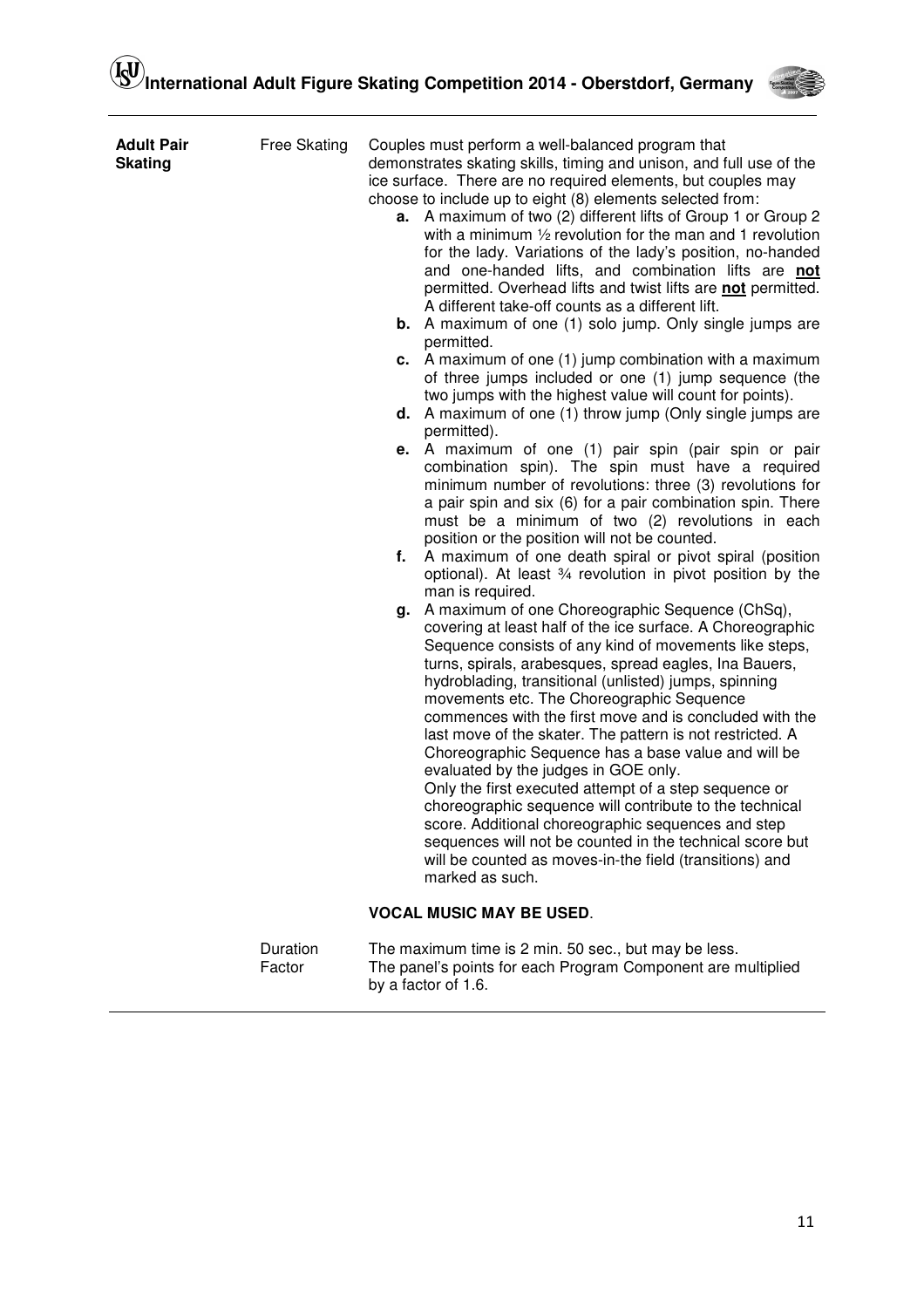**Adult Pair Skating**

**Free Skating**

Couples must perform a well-balanced program that demonstrates skating skills, timing and unison, and full use of the ice surface. There are no required elements, but couples may choose to include up to eight (8) elements selected from:

- **a.** A maximum of two (2) different lifts of Group 1 or Group 2 with a minimum ½ revolution for the man and 1 revolution for the lady. Variations of the lady's position, no-handed and one-handed lifts, and combination lifts are **not** permitted. Overhead lifts and twist lifts are **not** permitted. A different take-off counts as a different lift.
- **b.** A maximum of one (1) solo jump. Only single jumps are permitted.
- **c.** A maximum of one (1) jump combination with a maximum of three jumps included or one (1) jump sequence (the two jumps with the highest value will count for points).
- **d.** A maximum of one (1) throw jump (Only single jumps are permitted).
- **e.** A maximum of one (1) pair spin (pair spin or pair combination spin). The spin must have a required minimum number of revolutions: three (3) revolutions for a pair spin and six (6) for a pair combination spin. There must be a minimum of two (2) revolutions in each position or the position will not be counted.
- **f.** A maximum of one death spiral or pivot spiral (position optional). At least ¾ revolution in pivot position by the man is required.
- **g.** A maximum of one Choreographic Sequence (ChSq), covering at least half of the ice surface. A Choreographic Sequence consists of any kind of movements like steps, turns, spirals, arabesques, spread eagles, Ina Bauers, hydroblading, transitional (unlisted) jumps, spinning movements etc. The Choreographic Sequence commences with the first move and is concluded with the last move of the skater. The pattern is not restricted. A Choreographic Sequence has a base value and will be evaluated by the judges in GOE only.

  Only the first executed attempt of a step sequence or choreographic sequence will contribute to the technical score. Additional choreographic sequences and step sequences will not be counted in the technical score but will be counted as moves-in-the field (transitions) and marked as such.

**VOCAL MUSIC MAY BE USED**.

**Duration** The maximum time is 2 min. 50 sec., but may be less.

**Factor** The panel's points for each Program Component are multiplied by a factor of 1.6.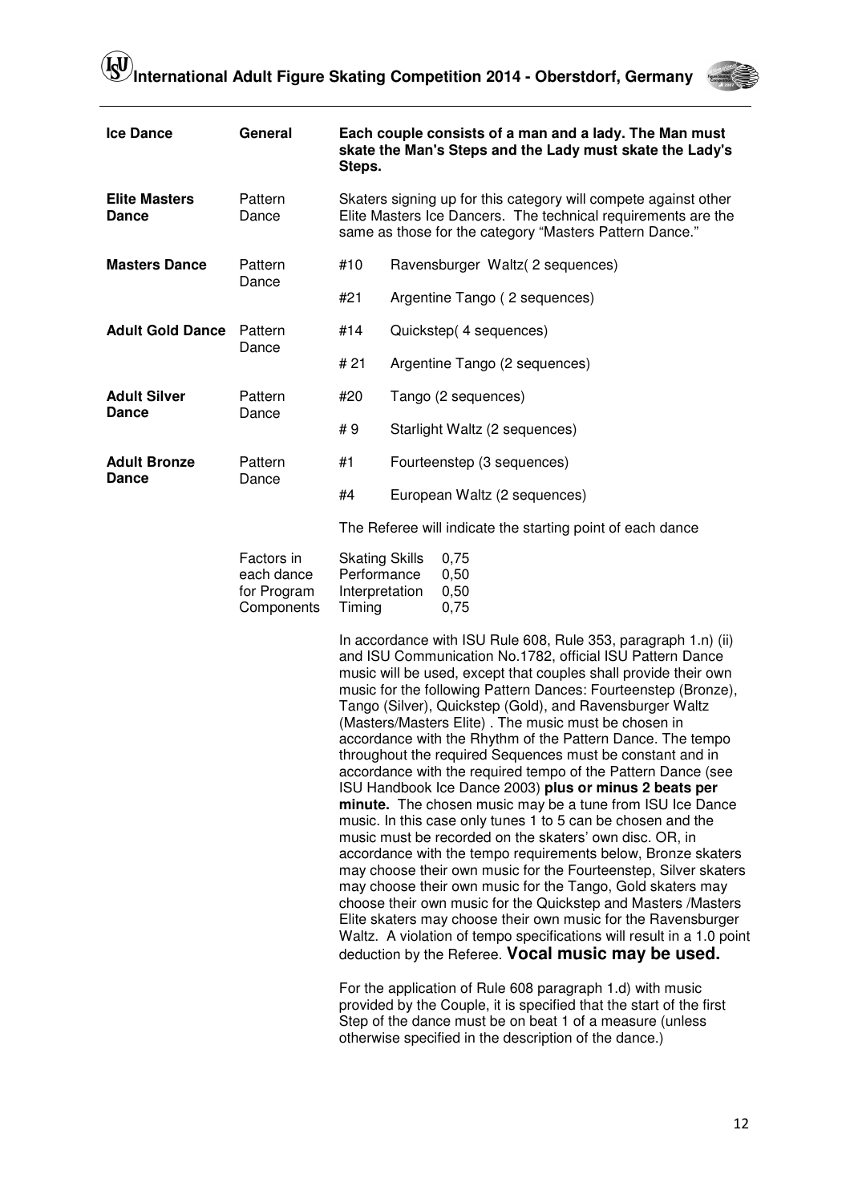| | | | |
|---|---|---|---|
| **Ice Dance** | **General** | **Each couple consists of a man and a lady. The Man must skate the Man's Steps and the Lady must skate the Lady's Steps.** | |
| **Elite Masters Dance** | Pattern Dance | Skaters signing up for this category will compete against other Elite Masters Ice Dancers. The technical requirements are the same as those for the category "Masters Pattern Dance." | |
| **Masters Dance** | Pattern Dance | #10 | Ravensburger Waltz( 2 sequences) |
| | | #21 | Argentine Tango ( 2 sequences) |
| **Adult Gold Dance** | Pattern Dance | #14 | Quickstep( 4 sequences) |
| | | # 21 | Argentine Tango (2 sequences) |
| **Adult Silver Dance** | Pattern Dance | #20 | Tango (2 sequences) |
| | | # 9 | Starlight Waltz (2 sequences) |
| **Adult Bronze Dance** | Pattern Dance | #1 | Fourteenstep (3 sequences) |
| | | #4 | European Waltz (2 sequences) |

The Referee will indicate the starting point of each dance

Factors in each dance for Program Components

| | |
|---|---|
| Skating Skills | 0,75 |
| Performance | 0,50 |
| Interpretation | 0,50 |
| Timing | 0,75 |

In accordance with ISU Rule 608, Rule 353, paragraph 1.n) (ii) and ISU Communication No.1782, official ISU Pattern Dance music will be used, except that couples shall provide their own music for the following Pattern Dances: Fourteenstep (Bronze), Tango (Silver), Quickstep (Gold), and Ravensburger Waltz (Masters/Masters Elite) . The music must be chosen in accordance with the Rhythm of the Pattern Dance. The tempo throughout the required Sequences must be constant and in accordance with the required tempo of the Pattern Dance (see ISU Handbook Ice Dance 2003) **plus or minus 2 beats per minute.** The chosen music may be a tune from ISU Ice Dance music. In this case only tunes 1 to 5 can be chosen and the music must be recorded on the skaters' own disc. OR, in accordance with the tempo requirements below, Bronze skaters may choose their own music for the Fourteenstep, Silver skaters may choose their own music for the Tango, Gold skaters may choose their own music for the Quickstep and Masters /Masters Elite skaters may choose their own music for the Ravensburger Waltz. A violation of tempo specifications will result in a 1.0 point deduction by the Referee. **Vocal music may be used.**

For the application of Rule 608 paragraph 1.d) with music provided by the Couple, it is specified that the start of the first Step of the dance must be on beat 1 of a measure (unless otherwise specified in the description of the dance.)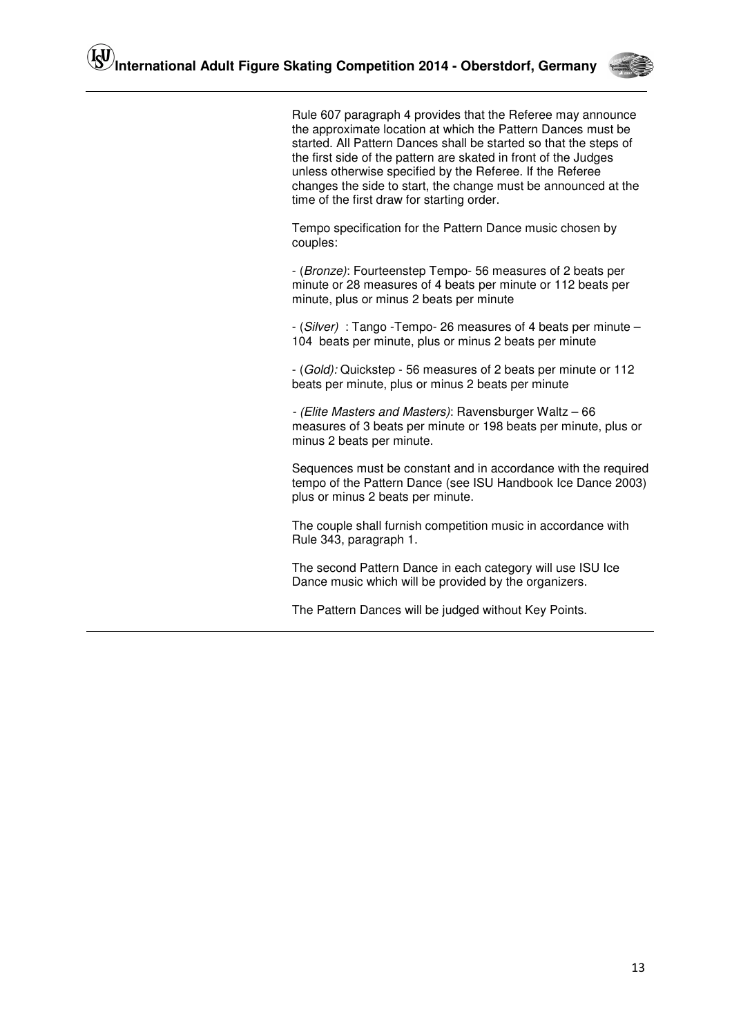Rule 607 paragraph 4 provides that the Referee may announce the approximate location at which the Pattern Dances must be started. All Pattern Dances shall be started so that the steps of the first side of the pattern are skated in front of the Judges unless otherwise specified by the Referee. If the Referee changes the side to start, the change must be announced at the time of the first draw for starting order.

Tempo specification for the Pattern Dance music chosen by couples:

- (*Bronze)*: Fourteenstep Tempo- 56 measures of 2 beats per minute or 28 measures of 4 beats per minute or 112 beats per minute, plus or minus 2 beats per minute

- (*Silver)* : Tango -Tempo- 26 measures of 4 beats per minute – 104 beats per minute, plus or minus 2 beats per minute

- (*Gold):* Quickstep - 56 measures of 2 beats per minute or 112 beats per minute, plus or minus 2 beats per minute

- *(Elite Masters and Masters)*: Ravensburger Waltz – 66 measures of 3 beats per minute or 198 beats per minute, plus or minus 2 beats per minute.

Sequences must be constant and in accordance with the required tempo of the Pattern Dance (see ISU Handbook Ice Dance 2003) plus or minus 2 beats per minute.

The couple shall furnish competition music in accordance with Rule 343, paragraph 1.

The second Pattern Dance in each category will use ISU Ice Dance music which will be provided by the organizers.

The Pattern Dances will be judged without Key Points.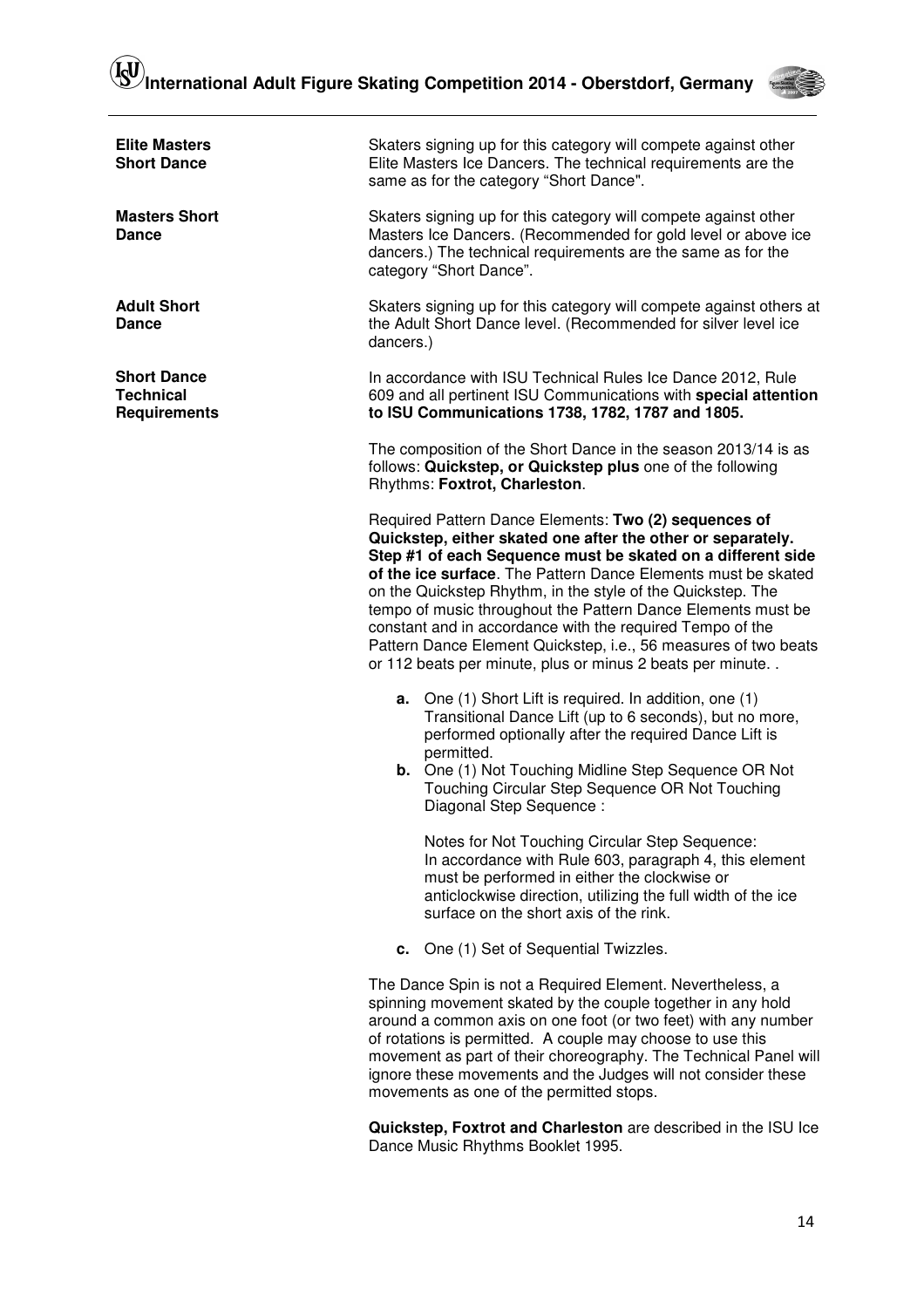**Elite Masters Short Dance**

Skaters signing up for this category will compete against other Elite Masters Ice Dancers. The technical requirements are the same as for the category "Short Dance".

**Masters Short Dance**

Skaters signing up for this category will compete against other Masters Ice Dancers. (Recommended for gold level or above ice dancers.) The technical requirements are the same as for the category "Short Dance".

**Adult Short Dance**

Skaters signing up for this category will compete against others at the Adult Short Dance level. (Recommended for silver level ice dancers.)

**Short Dance Technical Requirements**

In accordance with ISU Technical Rules Ice Dance 2012, Rule 609 and all pertinent ISU Communications with **special attention to ISU Communications 1738, 1782, 1787 and 1805.**

The composition of the Short Dance in the season 2013/14 is as follows: **Quickstep, or Quickstep plus** one of the following Rhythms: **Foxtrot, Charleston**.

Required Pattern Dance Elements: **Two (2) sequences of Quickstep, either skated one after the other or separately. Step #1 of each Sequence must be skated on a different side of the ice surface**. The Pattern Dance Elements must be skated on the Quickstep Rhythm, in the style of the Quickstep. The tempo of music throughout the Pattern Dance Elements must be constant and in accordance with the required Tempo of the Pattern Dance Element Quickstep, i.e., 56 measures of two beats or 112 beats per minute, plus or minus 2 beats per minute. .

- **a.** One (1) Short Lift is required. In addition, one (1) Transitional Dance Lift (up to 6 seconds), but no more, performed optionally after the required Dance Lift is permitted.
- **b.** One (1) Not Touching Midline Step Sequence OR Not Touching Circular Step Sequence OR Not Touching Diagonal Step Sequence :

  Notes for Not Touching Circular Step Sequence: In accordance with Rule 603, paragraph 4, this element must be performed in either the clockwise or anticlockwise direction, utilizing the full width of the ice surface on the short axis of the rink.

- **c.** One (1) Set of Sequential Twizzles.

The Dance Spin is not a Required Element. Nevertheless, a spinning movement skated by the couple together in any hold around a common axis on one foot (or two feet) with any number of rotations is permitted. A couple may choose to use this movement as part of their choreography. The Technical Panel will ignore these movements and the Judges will not consider these movements as one of the permitted stops.

**Quickstep, Foxtrot and Charleston** are described in the ISU Ice Dance Music Rhythms Booklet 1995.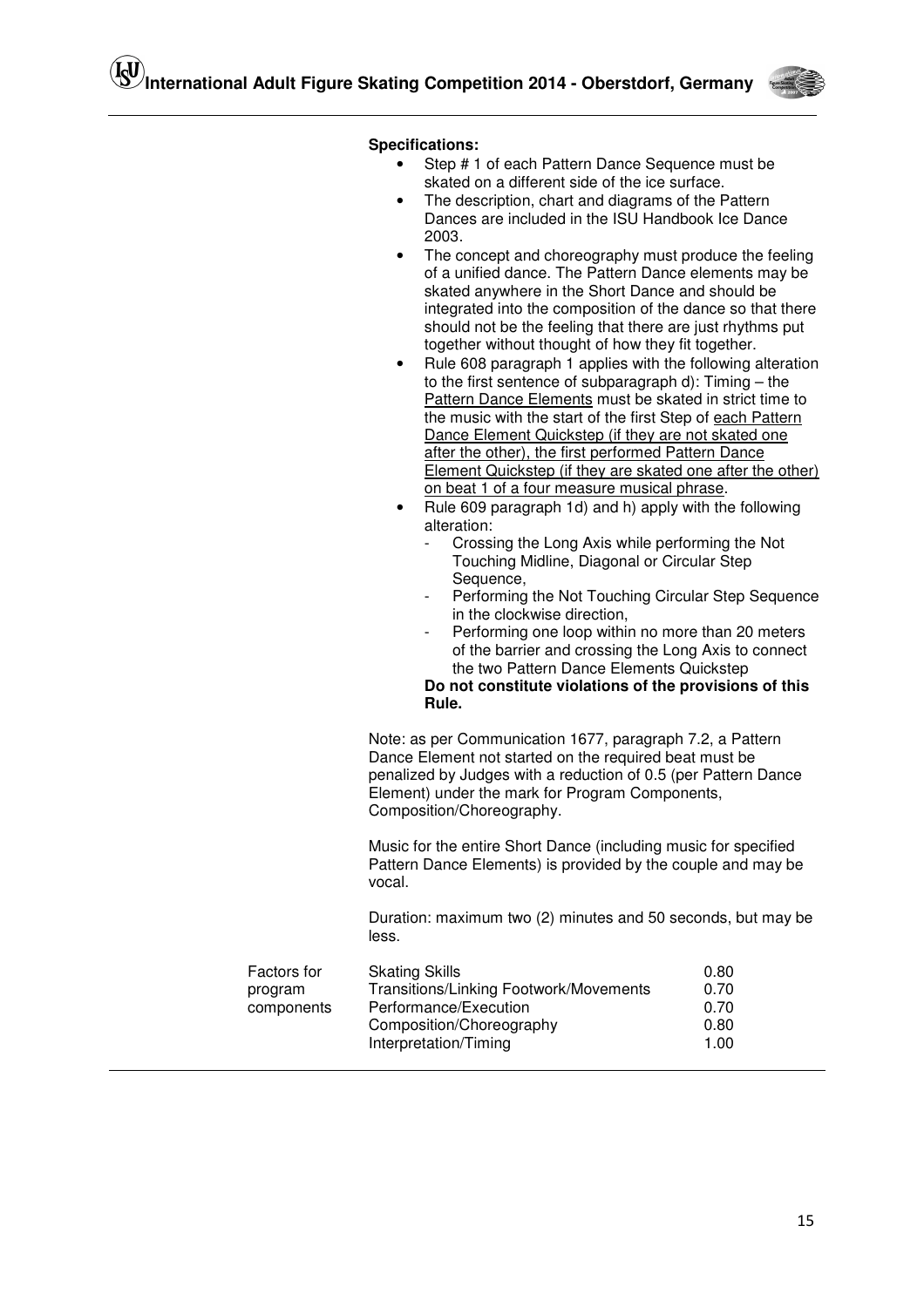**Specifications:**

- Step # 1 of each Pattern Dance Sequence must be skated on a different side of the ice surface.
- The description, chart and diagrams of the Pattern Dances are included in the ISU Handbook Ice Dance 2003.
- The concept and choreography must produce the feeling of a unified dance. The Pattern Dance elements may be skated anywhere in the Short Dance and should be integrated into the composition of the dance so that there should not be the feeling that there are just rhythms put together without thought of how they fit together.
- Rule 608 paragraph 1 applies with the following alteration to the first sentence of subparagraph d): Timing – the <u>Pattern Dance Elements</u> must be skated in strict time to the music with the start of the first Step of <u>each Pattern Dance Element Quickstep (if they are not skated one after the other), the first performed Pattern Dance Element Quickstep (if they are skated one after the other) on beat 1 of a four measure musical phrase</u>.
- Rule 609 paragraph 1d) and h) apply with the following alteration:
  - Crossing the Long Axis while performing the Not Touching Midline, Diagonal or Circular Step Sequence,
  - Performing the Not Touching Circular Step Sequence in the clockwise direction,
  - Performing one loop within no more than 20 meters of the barrier and crossing the Long Axis to connect the two Pattern Dance Elements Quickstep

  **Do not constitute violations of the provisions of this Rule.**

Note: as per Communication 1677, paragraph 7.2, a Pattern Dance Element not started on the required beat must be penalized by Judges with a reduction of 0.5 (per Pattern Dance Element) under the mark for Program Components, Composition/Choreography.

Music for the entire Short Dance (including music for specified Pattern Dance Elements) is provided by the couple and may be vocal.

Duration: maximum two (2) minutes and 50 seconds, but may be less.

| Factors for program components | | |
|---|---|---|
| | Skating Skills | 0.80 |
| | Transitions/Linking Footwork/Movements | 0.70 |
| | Performance/Execution | 0.70 |
| | Composition/Choreography | 0.80 |
| | Interpretation/Timing | 1.00 |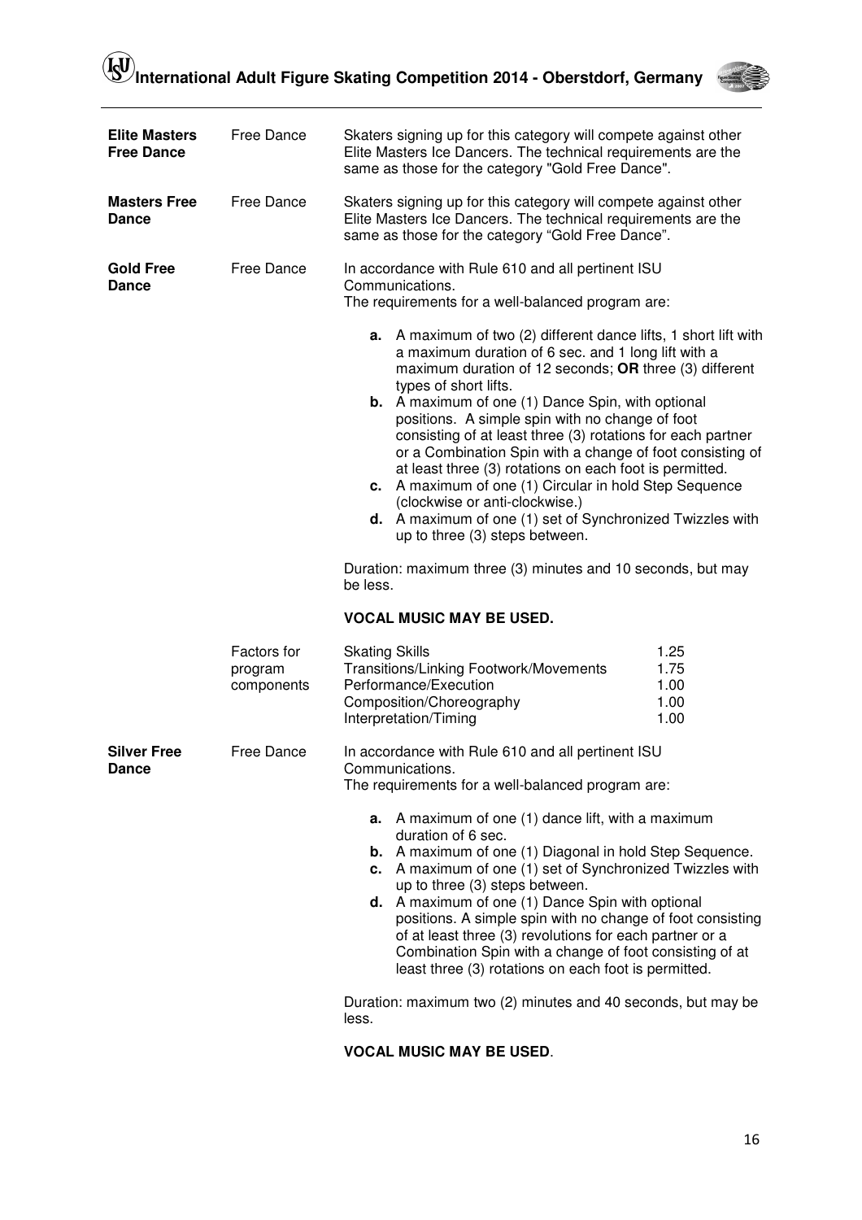| | | |
|---|---|---|
| **Elite Masters Free Dance** | Free Dance | Skaters signing up for this category will compete against other Elite Masters Ice Dancers. The technical requirements are the same as those for the category "Gold Free Dance". |
| **Masters Free Dance** | Free Dance | Skaters signing up for this category will compete against other Elite Masters Ice Dancers. The technical requirements are the same as those for the category "Gold Free Dance". |

**Gold Free Dance** — Free Dance

In accordance with Rule 610 and all pertinent ISU Communications.
The requirements for a well-balanced program are:

- **a.** A maximum of two (2) different dance lifts, 1 short lift with a maximum duration of 6 sec. and 1 long lift with a maximum duration of 12 seconds; **OR** three (3) different types of short lifts.
- **b.** A maximum of one (1) Dance Spin, with optional positions. A simple spin with no change of foot consisting of at least three (3) rotations for each partner or a Combination Spin with a change of foot consisting of at least three (3) rotations on each foot is permitted.
- **c.** A maximum of one (1) Circular in hold Step Sequence (clockwise or anti-clockwise.)
- **d.** A maximum of one (1) set of Synchronized Twizzles with up to three (3) steps between.

Duration: maximum three (3) minutes and 10 seconds, but may be less.

**VOCAL MUSIC MAY BE USED.**

| Factors for program components | | |
|---|---|---|
| | Skating Skills | 1.25 |
| | Transitions/Linking Footwork/Movements | 1.75 |
| | Performance/Execution | 1.00 |
| | Composition/Choreography | 1.00 |
| | Interpretation/Timing | 1.00 |

**Silver Free Dance** — Free Dance

In accordance with Rule 610 and all pertinent ISU Communications.
The requirements for a well-balanced program are:

- **a.** A maximum of one (1) dance lift, with a maximum duration of 6 sec.
- **b.** A maximum of one (1) Diagonal in hold Step Sequence.
- **c.** A maximum of one (1) set of Synchronized Twizzles with up to three (3) steps between.
- **d.** A maximum of one (1) Dance Spin with optional positions. A simple spin with no change of foot consisting of at least three (3) revolutions for each partner or a Combination Spin with a change of foot consisting of at least three (3) rotations on each foot is permitted.

Duration: maximum two (2) minutes and 40 seconds, but may be less.

**VOCAL MUSIC MAY BE USED**.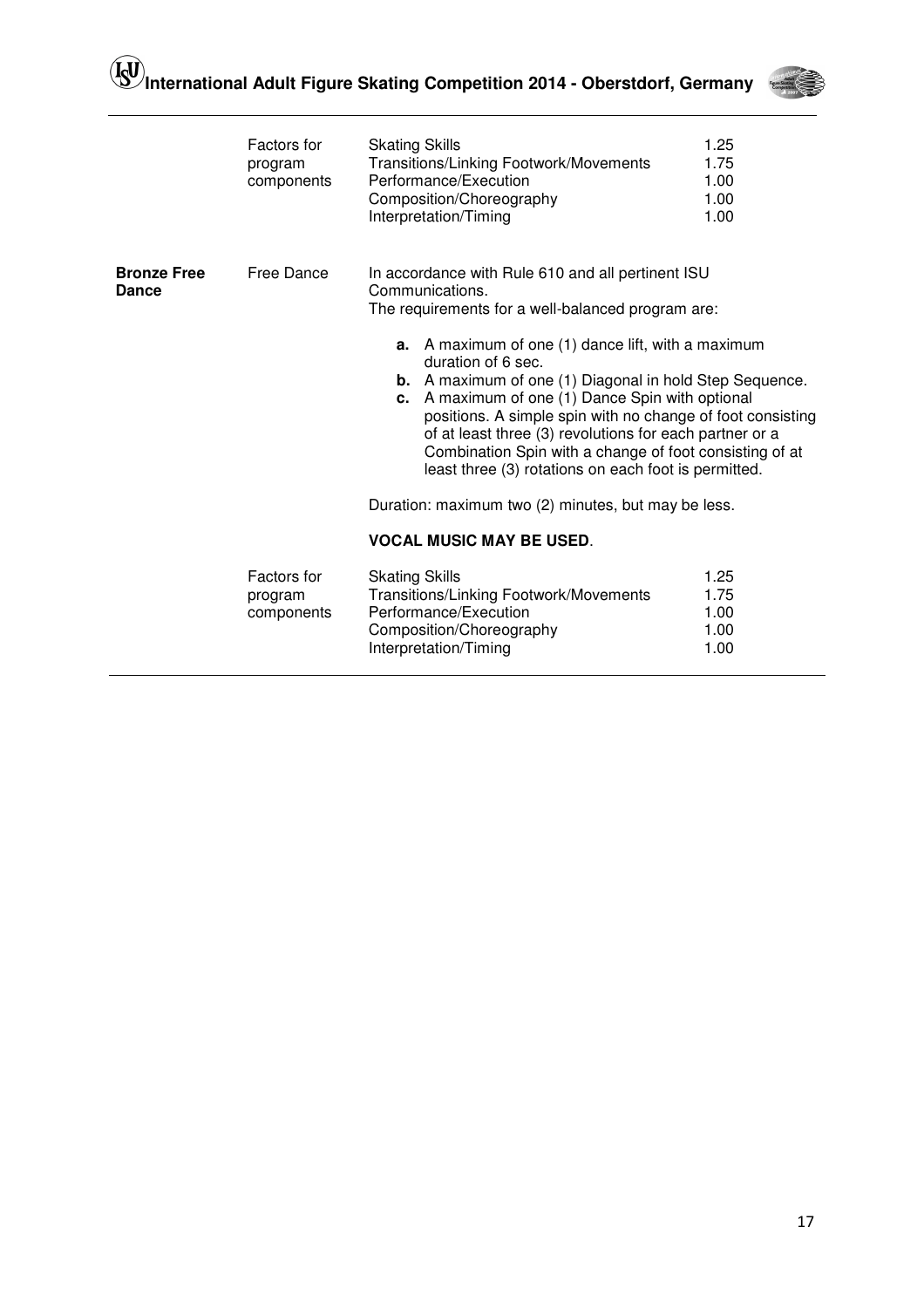| | | | |
|---|---|---|---|
| | Factors for program components | Skating Skills<br>Transitions/Linking Footwork/Movements<br>Performance/Execution<br>Composition/Choreography<br>Interpretation/Timing | 1.25<br>1.75<br>1.00<br>1.00<br>1.00 |
| **Bronze Free Dance** | Free Dance | In accordance with Rule 610 and all pertinent ISU Communications.<br>The requirements for a well-balanced program are:<br>**a.** A maximum of one (1) dance lift, with a maximum duration of 6 sec.<br>**b.** A maximum of one (1) Diagonal in hold Step Sequence.<br>**c.** A maximum of one (1) Dance Spin with optional positions. A simple spin with no change of foot consisting of at least three (3) revolutions for each partner or a Combination Spin with a change of foot consisting of at least three (3) rotations on each foot is permitted.<br>Duration: maximum two (2) minutes, but may be less.<br>**VOCAL MUSIC MAY BE USED**. | |
| | Factors for program components | Skating Skills<br>Transitions/Linking Footwork/Movements<br>Performance/Execution<br>Composition/Choreography<br>Interpretation/Timing | 1.25<br>1.75<br>1.00<br>1.00<br>1.00 |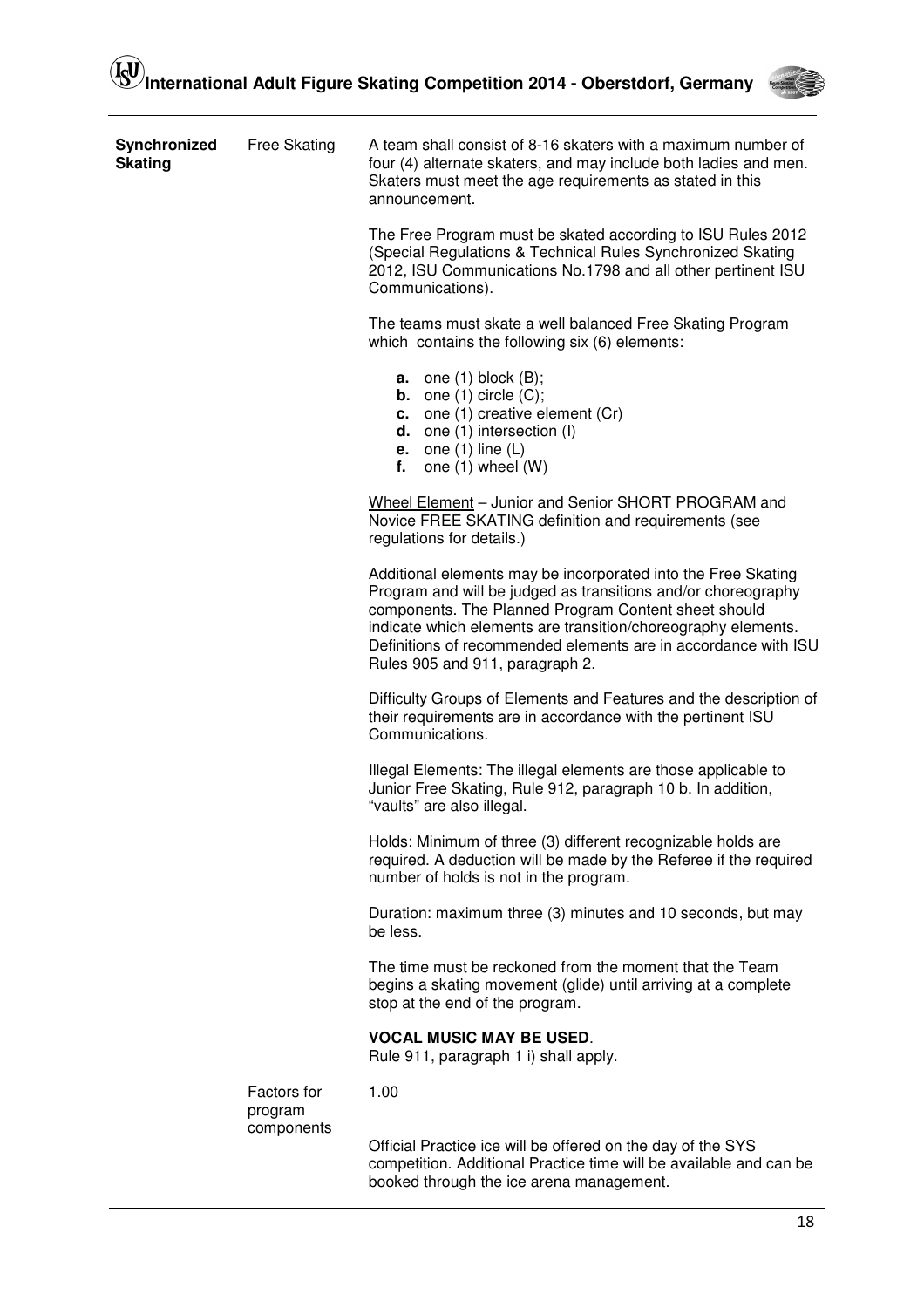**Synchronized Skating** — Free Skating

A team shall consist of 8-16 skaters with a maximum number of four (4) alternate skaters, and may include both ladies and men. Skaters must meet the age requirements as stated in this announcement.

The Free Program must be skated according to ISU Rules 2012 (Special Regulations & Technical Rules Synchronized Skating 2012, ISU Communications No.1798 and all other pertinent ISU Communications).

The teams must skate a well balanced Free Skating Program which contains the following six (6) elements:

- **a.** one (1) block (B);
- **b.** one (1) circle (C);
- **c.** one (1) creative element (Cr)
- **d.** one (1) intersection (I)
- **e.** one (1) line (L)
- **f.** one (1) wheel (W)

<u>Wheel Element</u> – Junior and Senior SHORT PROGRAM and Novice FREE SKATING definition and requirements (see regulations for details.)

Additional elements may be incorporated into the Free Skating Program and will be judged as transitions and/or choreography components. The Planned Program Content sheet should indicate which elements are transition/choreography elements. Definitions of recommended elements are in accordance with ISU Rules 905 and 911, paragraph 2.

Difficulty Groups of Elements and Features and the description of their requirements are in accordance with the pertinent ISU Communications.

Illegal Elements: The illegal elements are those applicable to Junior Free Skating, Rule 912, paragraph 10 b. In addition, "vaults" are also illegal.

Holds: Minimum of three (3) different recognizable holds are required. A deduction will be made by the Referee if the required number of holds is not in the program.

Duration: maximum three (3) minutes and 10 seconds, but may be less.

The time must be reckoned from the moment that the Team begins a skating movement (glide) until arriving at a complete stop at the end of the program.

**VOCAL MUSIC MAY BE USED**.
Rule 911, paragraph 1 i) shall apply.

Factors for program components: 1.00

Official Practice ice will be offered on the day of the SYS competition. Additional Practice time will be available and can be booked through the ice arena management.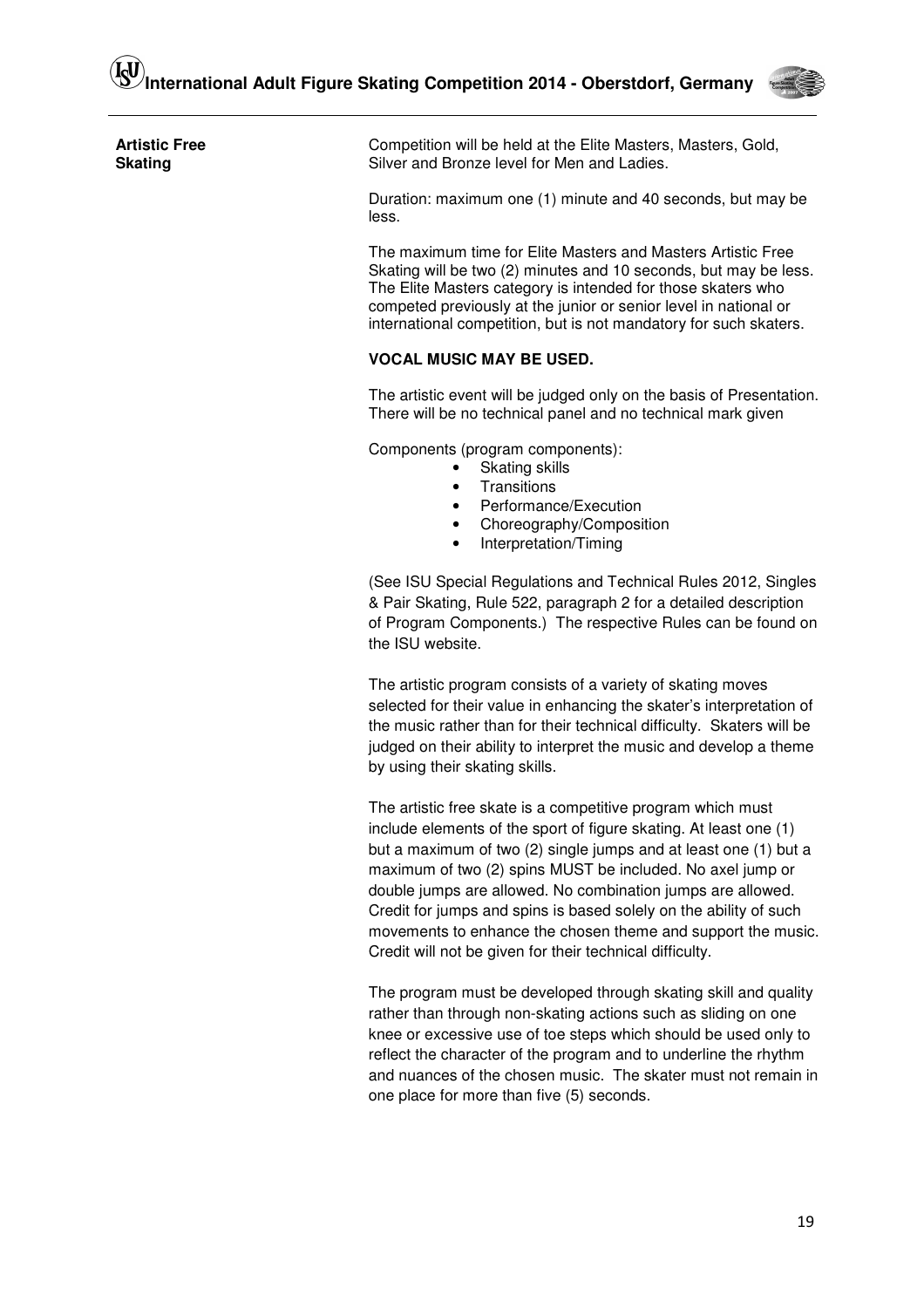## Artistic Free Skating

Competition will be held at the Elite Masters, Masters, Gold, Silver and Bronze level for Men and Ladies.

Duration: maximum one (1) minute and 40 seconds, but may be less.

The maximum time for Elite Masters and Masters Artistic Free Skating will be two (2) minutes and 10 seconds, but may be less. The Elite Masters category is intended for those skaters who competed previously at the junior or senior level in national or international competition, but is not mandatory for such skaters.

**VOCAL MUSIC MAY BE USED.**

The artistic event will be judged only on the basis of Presentation. There will be no technical panel and no technical mark given

Components (program components):

- Skating skills
- Transitions
- Performance/Execution
- Choreography/Composition
- Interpretation/Timing

(See ISU Special Regulations and Technical Rules 2012, Singles & Pair Skating, Rule 522, paragraph 2 for a detailed description of Program Components.) The respective Rules can be found on the ISU website.

The artistic program consists of a variety of skating moves selected for their value in enhancing the skater's interpretation of the music rather than for their technical difficulty. Skaters will be judged on their ability to interpret the music and develop a theme by using their skating skills.

The artistic free skate is a competitive program which must include elements of the sport of figure skating. At least one (1) but a maximum of two (2) single jumps and at least one (1) but a maximum of two (2) spins MUST be included. No axel jump or double jumps are allowed. No combination jumps are allowed. Credit for jumps and spins is based solely on the ability of such movements to enhance the chosen theme and support the music. Credit will not be given for their technical difficulty.

The program must be developed through skating skill and quality rather than through non-skating actions such as sliding on one knee or excessive use of toe steps which should be used only to reflect the character of the program and to underline the rhythm and nuances of the chosen music. The skater must not remain in one place for more than five (5) seconds.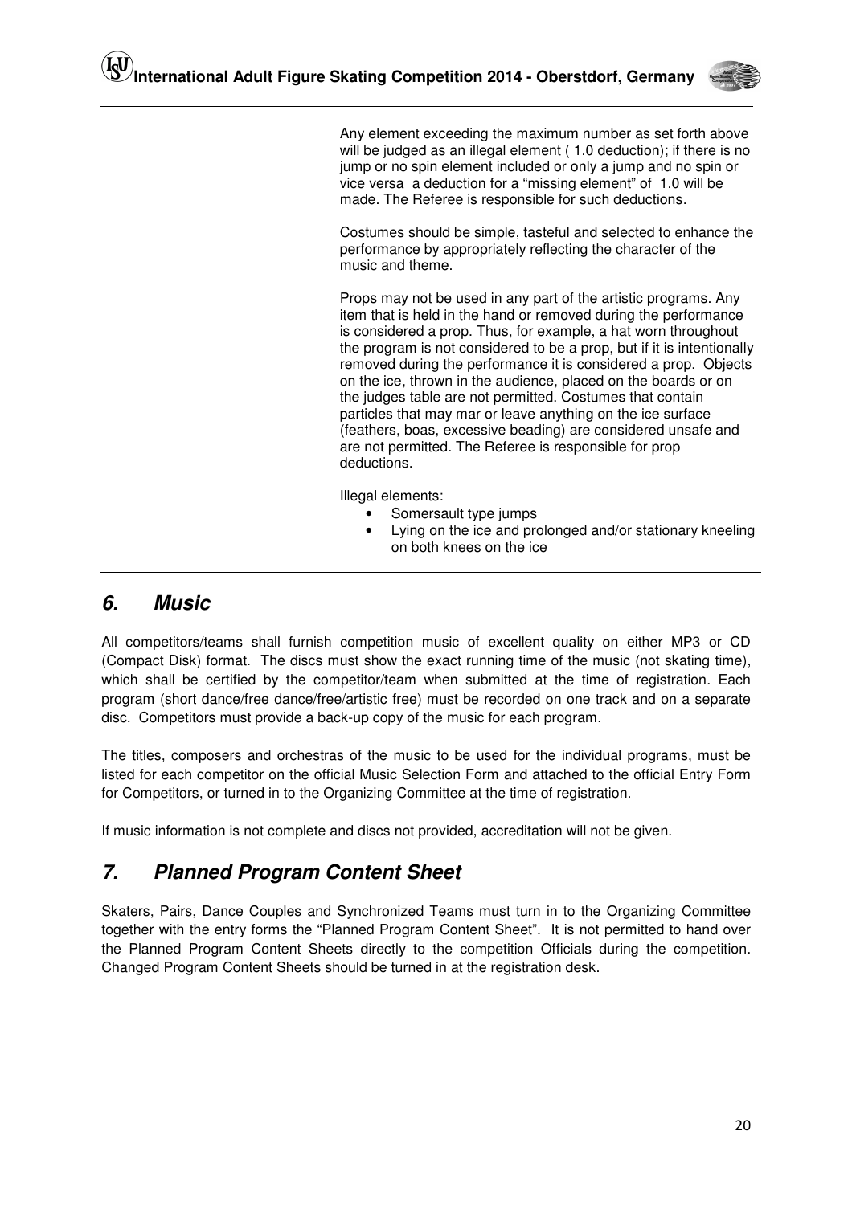Any element exceeding the maximum number as set forth above will be judged as an illegal element ( 1.0 deduction); if there is no jump or no spin element included or only a jump and no spin or vice versa a deduction for a “missing element” of 1.0 will be made. The Referee is responsible for such deductions.

Costumes should be simple, tasteful and selected to enhance the performance by appropriately reflecting the character of the music and theme.

Props may not be used in any part of the artistic programs. Any item that is held in the hand or removed during the performance is considered a prop. Thus, for example, a hat worn throughout the program is not considered to be a prop, but if it is intentionally removed during the performance it is considered a prop. Objects on the ice, thrown in the audience, placed on the boards or on the judges table are not permitted. Costumes that contain particles that may mar or leave anything on the ice surface (feathers, boas, excessive beading) are considered unsafe and are not permitted. The Referee is responsible for prop deductions.

Illegal elements:

- Somersault type jumps
- Lying on the ice and prolonged and/or stationary kneeling on both knees on the ice

## *6. Music*

All competitors/teams shall furnish competition music of excellent quality on either MP3 or CD (Compact Disk) format. The discs must show the exact running time of the music (not skating time), which shall be certified by the competitor/team when submitted at the time of registration. Each program (short dance/free dance/free/artistic free) must be recorded on one track and on a separate disc. Competitors must provide a back-up copy of the music for each program.

The titles, composers and orchestras of the music to be used for the individual programs, must be listed for each competitor on the official Music Selection Form and attached to the official Entry Form for Competitors, or turned in to the Organizing Committee at the time of registration.

If music information is not complete and discs not provided, accreditation will not be given.

## *7. Planned Program Content Sheet*

Skaters, Pairs, Dance Couples and Synchronized Teams must turn in to the Organizing Committee together with the entry forms the “Planned Program Content Sheet”. It is not permitted to hand over the Planned Program Content Sheets directly to the competition Officials during the competition. Changed Program Content Sheets should be turned in at the registration desk.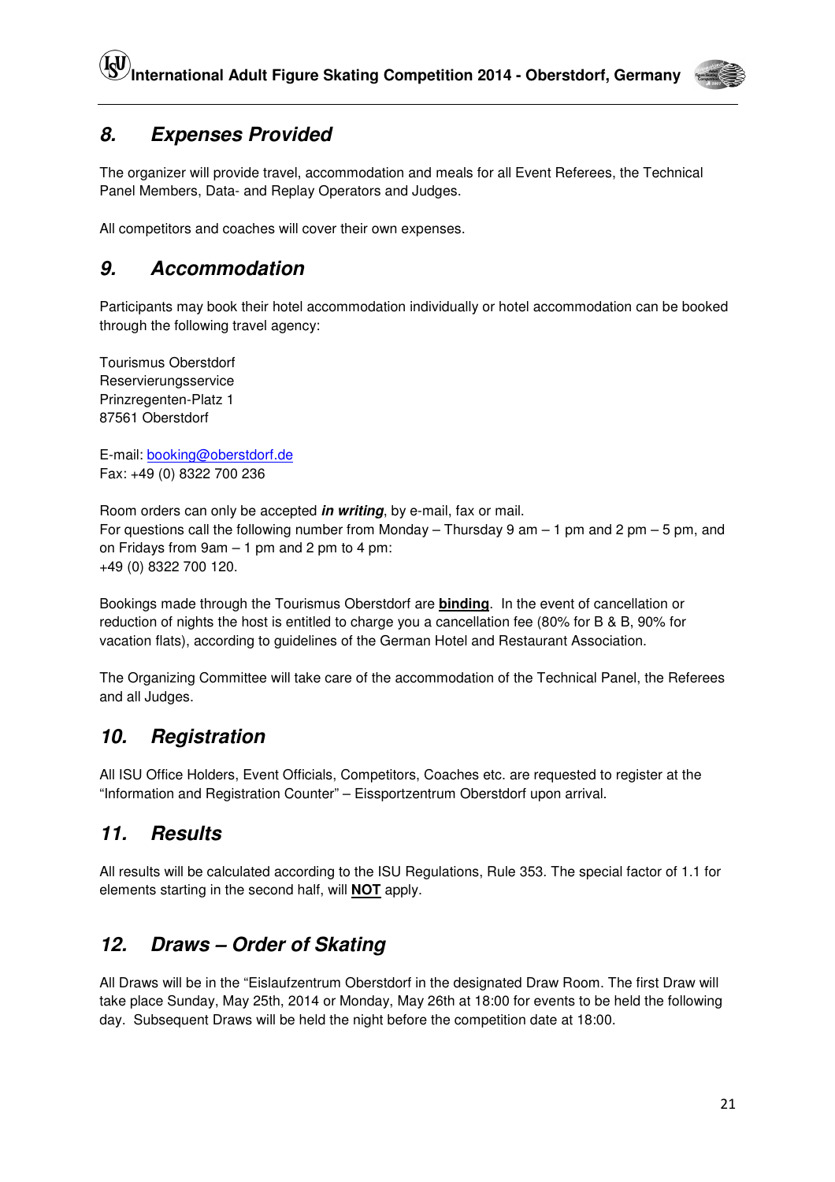## *8. Expenses Provided*

The organizer will provide travel, accommodation and meals for all Event Referees, the Technical Panel Members, Data- and Replay Operators and Judges.

All competitors and coaches will cover their own expenses.

## *9. Accommodation*

Participants may book their hotel accommodation individually or hotel accommodation can be booked through the following travel agency:

Tourismus Oberstdorf
Reservierungsservice
Prinzregenten-Platz 1
87561 Oberstdorf

E-mail: booking@oberstdorf.de
Fax: +49 (0) 8322 700 236

Room orders can only be accepted ***in writing***, by e-mail, fax or mail.
For questions call the following number from Monday – Thursday 9 am – 1 pm and 2 pm – 5 pm, and on Fridays from 9am – 1 pm and 2 pm to 4 pm:
+49 (0) 8322 700 120.

Bookings made through the Tourismus Oberstdorf are **binding**. In the event of cancellation or reduction of nights the host is entitled to charge you a cancellation fee (80% for B & B, 90% for vacation flats), according to guidelines of the German Hotel and Restaurant Association.

The Organizing Committee will take care of the accommodation of the Technical Panel, the Referees and all Judges.

## *10. Registration*

All ISU Office Holders, Event Officials, Competitors, Coaches etc. are requested to register at the "Information and Registration Counter" – Eissportzentrum Oberstdorf upon arrival.

## *11. Results*

All results will be calculated according to the ISU Regulations, Rule 353. The special factor of 1.1 for elements starting in the second half, will **NOT** apply.

## *12. Draws – Order of Skating*

All Draws will be in the "Eislaufzentrum Oberstdorf in the designated Draw Room. The first Draw will take place Sunday, May 25th, 2014 or Monday, May 26th at 18:00 for events to be held the following day. Subsequent Draws will be held the night before the competition date at 18:00.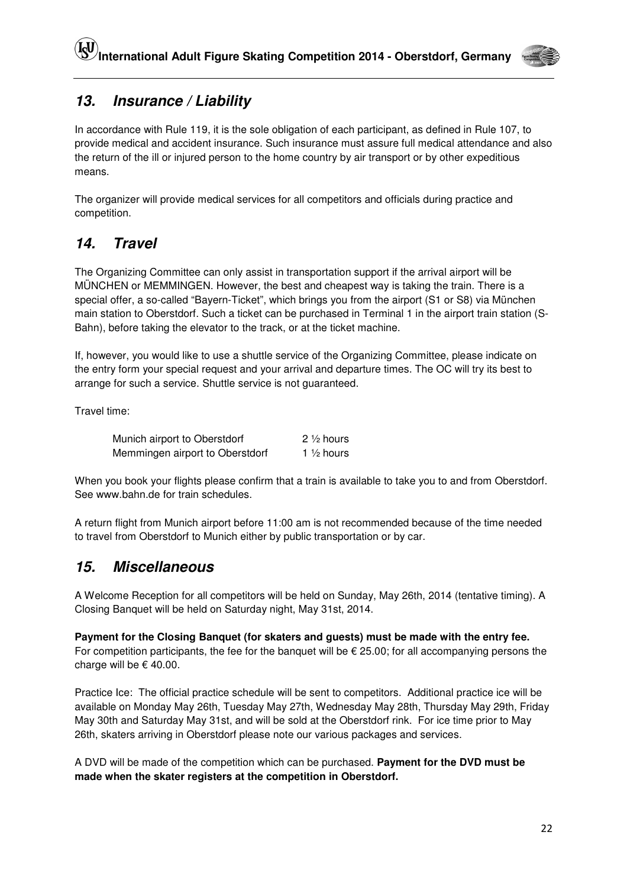## *13. Insurance / Liability*

In accordance with Rule 119, it is the sole obligation of each participant, as defined in Rule 107, to provide medical and accident insurance. Such insurance must assure full medical attendance and also the return of the ill or injured person to the home country by air transport or by other expeditious means.

The organizer will provide medical services for all competitors and officials during practice and competition.

## *14. Travel*

The Organizing Committee can only assist in transportation support if the arrival airport will be MÜNCHEN or MEMMINGEN. However, the best and cheapest way is taking the train. There is a special offer, a so-called "Bayern-Ticket", which brings you from the airport (S1 or S8) via München main station to Oberstdorf. Such a ticket can be purchased in Terminal 1 in the airport train station (S-Bahn), before taking the elevator to the track, or at the ticket machine.

If, however, you would like to use a shuttle service of the Organizing Committee, please indicate on the entry form your special request and your arrival and departure times. The OC will try its best to arrange for such a service. Shuttle service is not guaranteed.

Travel time:

| | |
|---|---|
| Munich airport to Oberstdorf | 2 ½ hours |
| Memmingen airport to Oberstdorf | 1 ½ hours |

When you book your flights please confirm that a train is available to take you to and from Oberstdorf. See www.bahn.de for train schedules.

A return flight from Munich airport before 11:00 am is not recommended because of the time needed to travel from Oberstdorf to Munich either by public transportation or by car.

## *15. Miscellaneous*

A Welcome Reception for all competitors will be held on Sunday, May 26th, 2014 (tentative timing). A Closing Banquet will be held on Saturday night, May 31st, 2014.

**Payment for the Closing Banquet (for skaters and guests) must be made with the entry fee.** For competition participants, the fee for the banquet will be € 25.00; for all accompanying persons the charge will be € 40.00.

Practice Ice: The official practice schedule will be sent to competitors. Additional practice ice will be available on Monday May 26th, Tuesday May 27th, Wednesday May 28th, Thursday May 29th, Friday May 30th and Saturday May 31st, and will be sold at the Oberstdorf rink. For ice time prior to May 26th, skaters arriving in Oberstdorf please note our various packages and services.

A DVD will be made of the competition which can be purchased. **Payment for the DVD must be made when the skater registers at the competition in Oberstdorf.**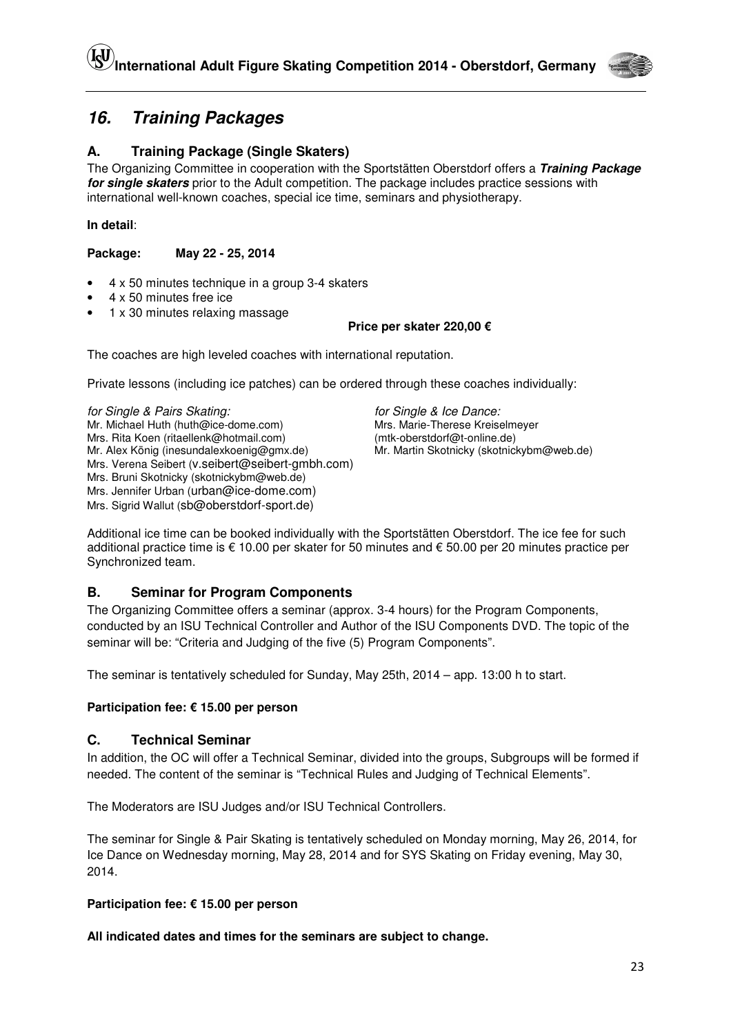## 16. *Training Packages*

### A. Training Package (Single Skaters)

The Organizing Committee in cooperation with the Sportstätten Oberstdorf offers a ***Training Package for single skaters*** prior to the Adult competition. The package includes practice sessions with international well-known coaches, special ice time, seminars and physiotherapy.

**In detail**:

**Package: May 22 - 25, 2014**

- 4 x 50 minutes technique in a group 3-4 skaters
- 4 x 50 minutes free ice
- 1 x 30 minutes relaxing massage

**Price per skater 220,00 €**

The coaches are high leveled coaches with international reputation.

Private lessons (including ice patches) can be ordered through these coaches individually:

*for Single & Pairs Skating:*
Mr. Michael Huth (huth@ice-dome.com)
Mrs. Rita Koen (ritaellenk@hotmail.com)
Mr. Alex König (inesundalexkoenig@gmx.de)
Mrs. Verena Seibert (v.seibert@seibert-gmbh.com)
Mrs. Bruni Skotnicky (skotnickybm@web.de)
Mrs. Jennifer Urban (urban@ice-dome.com)
Mrs. Sigrid Wallut (sb@oberstdorf-sport.de)

*for Single & Ice Dance:*
Mrs. Marie-Therese Kreiselmeyer (mtk-oberstdorf@t-online.de)
Mr. Martin Skotnicky (skotnickybm@web.de)

Additional ice time can be booked individually with the Sportstätten Oberstdorf. The ice fee for such additional practice time is € 10.00 per skater for 50 minutes and € 50.00 per 20 minutes practice per Synchronized team.

### B. Seminar for Program Components

The Organizing Committee offers a seminar (approx. 3-4 hours) for the Program Components, conducted by an ISU Technical Controller and Author of the ISU Components DVD. The topic of the seminar will be: "Criteria and Judging of the five (5) Program Components".

The seminar is tentatively scheduled for Sunday, May 25th, 2014 – app. 13:00 h to start.

**Participation fee: € 15.00 per person**

### C. Technical Seminar

In addition, the OC will offer a Technical Seminar, divided into the groups, Subgroups will be formed if needed. The content of the seminar is "Technical Rules and Judging of Technical Elements".

The Moderators are ISU Judges and/or ISU Technical Controllers.

The seminar for Single & Pair Skating is tentatively scheduled on Monday morning, May 26, 2014, for Ice Dance on Wednesday morning, May 28, 2014 and for SYS Skating on Friday evening, May 30, 2014.

**Participation fee: € 15.00 per person**

**All indicated dates and times for the seminars are subject to change.**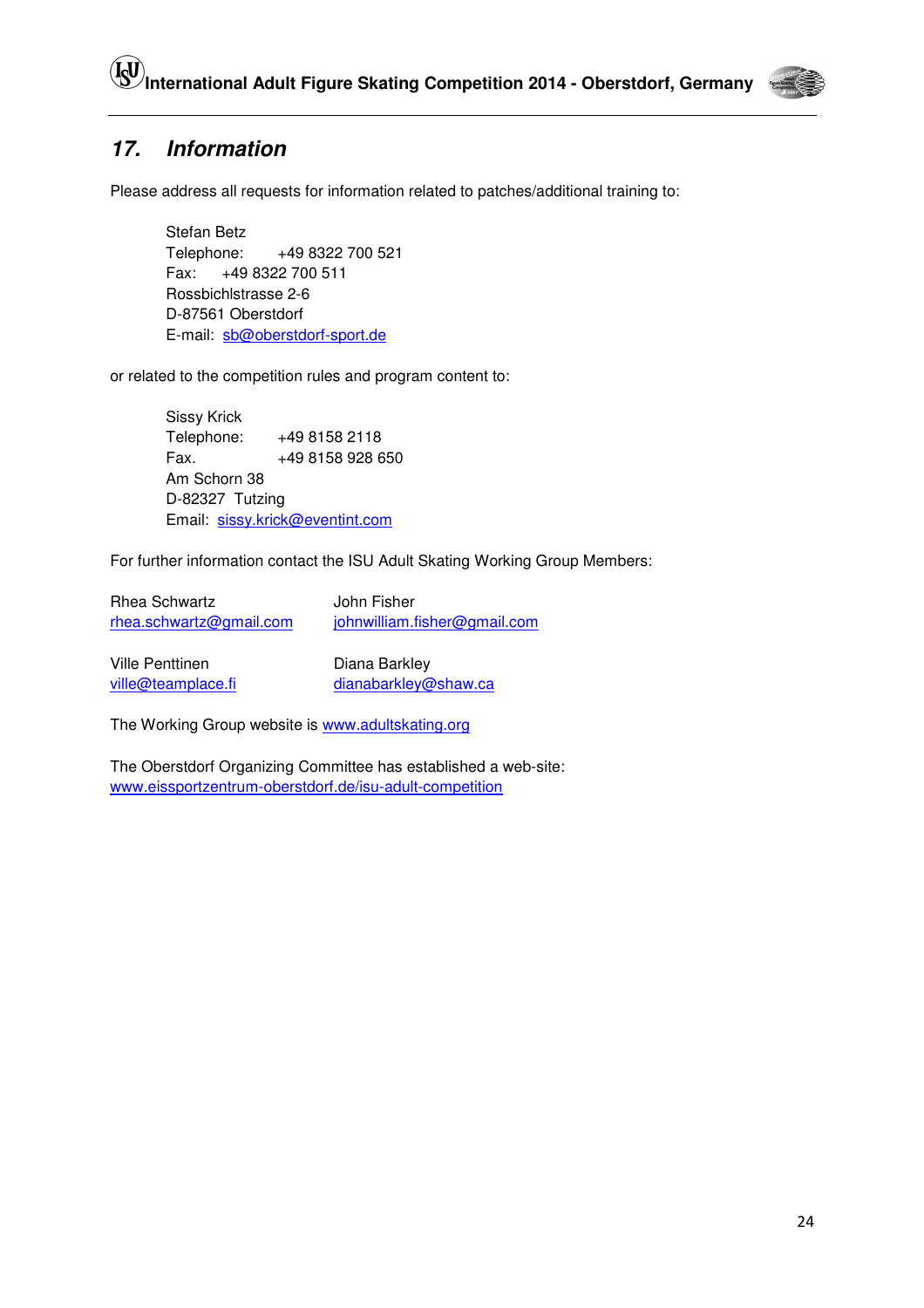## 17. *Information*

Please address all requests for information related to patches/additional training to:

Stefan Betz
Telephone: +49 8322 700 521
Fax: +49 8322 700 511
Rossbichlstrasse 2-6
D-87561 Oberstdorf
E-mail: sb@oberstdorf-sport.de

or related to the competition rules and program content to:

Sissy Krick
Telephone: +49 8158 2118
Fax. +49 8158 928 650
Am Schorn 38
D-82327 Tutzing
Email: sissy.krick@eventint.com

For further information contact the ISU Adult Skating Working Group Members:

Rhea Schwartz
rhea.schwartz@gmail.com

John Fisher
johnwilliam.fisher@gmail.com

Ville Penttinen
ville@teamplace.fi

Diana Barkley
dianabarkley@shaw.ca

The Working Group website is www.adultskating.org

The Oberstdorf Organizing Committee has established a web-site:
www.eissportzentrum-oberstdorf.de/isu-adult-competition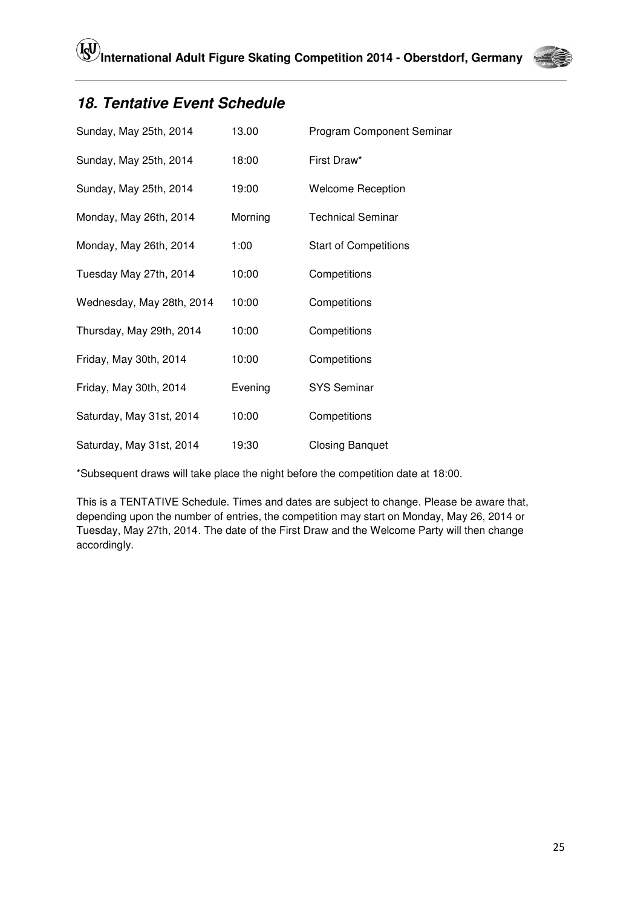## *18. Tentative Event Schedule*

| | | |
|---|---|---|
| Sunday, May 25th, 2014 | 13.00 | Program Component Seminar |
| Sunday, May 25th, 2014 | 18:00 | First Draw* |
| Sunday, May 25th, 2014 | 19:00 | Welcome Reception |
| Monday, May 26th, 2014 | Morning | Technical Seminar |
| Monday, May 26th, 2014 | 1:00 | Start of Competitions |
| Tuesday May 27th, 2014 | 10:00 | Competitions |
| Wednesday, May 28th, 2014 | 10:00 | Competitions |
| Thursday, May 29th, 2014 | 10:00 | Competitions |
| Friday, May 30th, 2014 | 10:00 | Competitions |
| Friday, May 30th, 2014 | Evening | SYS Seminar |
| Saturday, May 31st, 2014 | 10:00 | Competitions |
| Saturday, May 31st, 2014 | 19:30 | Closing Banquet |

*Subsequent draws will take place the night before the competition date at 18:00.

This is a TENTATIVE Schedule. Times and dates are subject to change. Please be aware that, depending upon the number of entries, the competition may start on Monday, May 26, 2014 or Tuesday, May 27th, 2014. The date of the First Draw and the Welcome Party will then change accordingly.